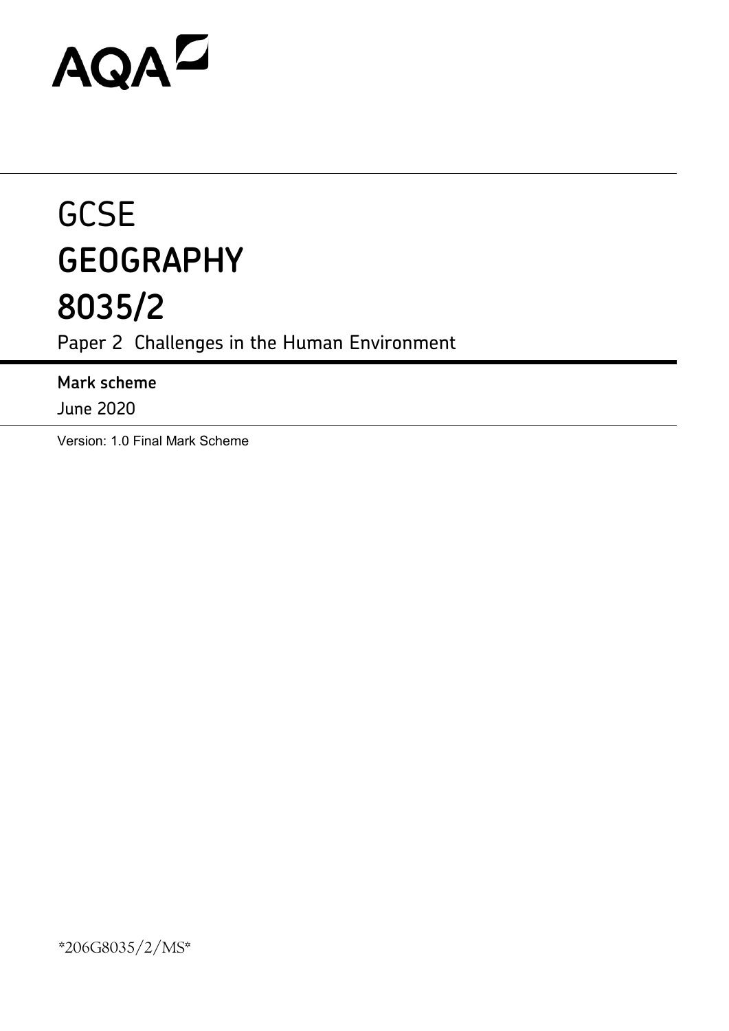AQA

# GCSE
# GEOGRAPHY
# 8035/2

Paper 2 Challenges in the Human Environment

**Mark scheme**

June 2020

Version: 1.0 Final Mark Scheme

*206G8035/2/MS*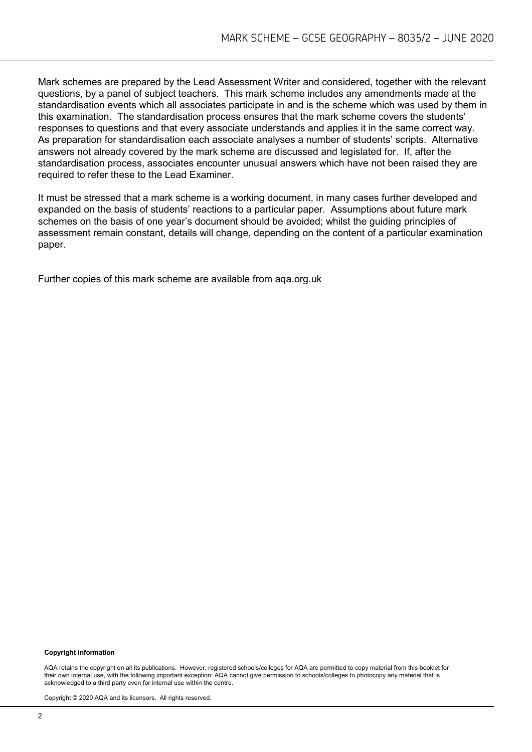Mark schemes are prepared by the Lead Assessment Writer and considered, together with the relevant questions, by a panel of subject teachers. This mark scheme includes any amendments made at the standardisation events which all associates participate in and is the scheme which was used by them in this examination. The standardisation process ensures that the mark scheme covers the students' responses to questions and that every associate understands and applies it in the same correct way. As preparation for standardisation each associate analyses a number of students' scripts. Alternative answers not already covered by the mark scheme are discussed and legislated for. If, after the standardisation process, associates encounter unusual answers which have not been raised they are required to refer these to the Lead Examiner.

It must be stressed that a mark scheme is a working document, in many cases further developed and expanded on the basis of students' reactions to a particular paper. Assumptions about future mark schemes on the basis of one year's document should be avoided; whilst the guiding principles of assessment remain constant, details will change, depending on the content of a particular examination paper.

Further copies of this mark scheme are available from aqa.org.uk

**Copyright information**

AQA retains the copyright on all its publications. However, registered schools/colleges for AQA are permitted to copy material from this booklet for their own internal use, with the following important exception: AQA cannot give permission to schools/colleges to photocopy any material that is acknowledged to a third party even for internal use within the centre.

Copyright © 2020 AQA and its licensors. All rights reserved.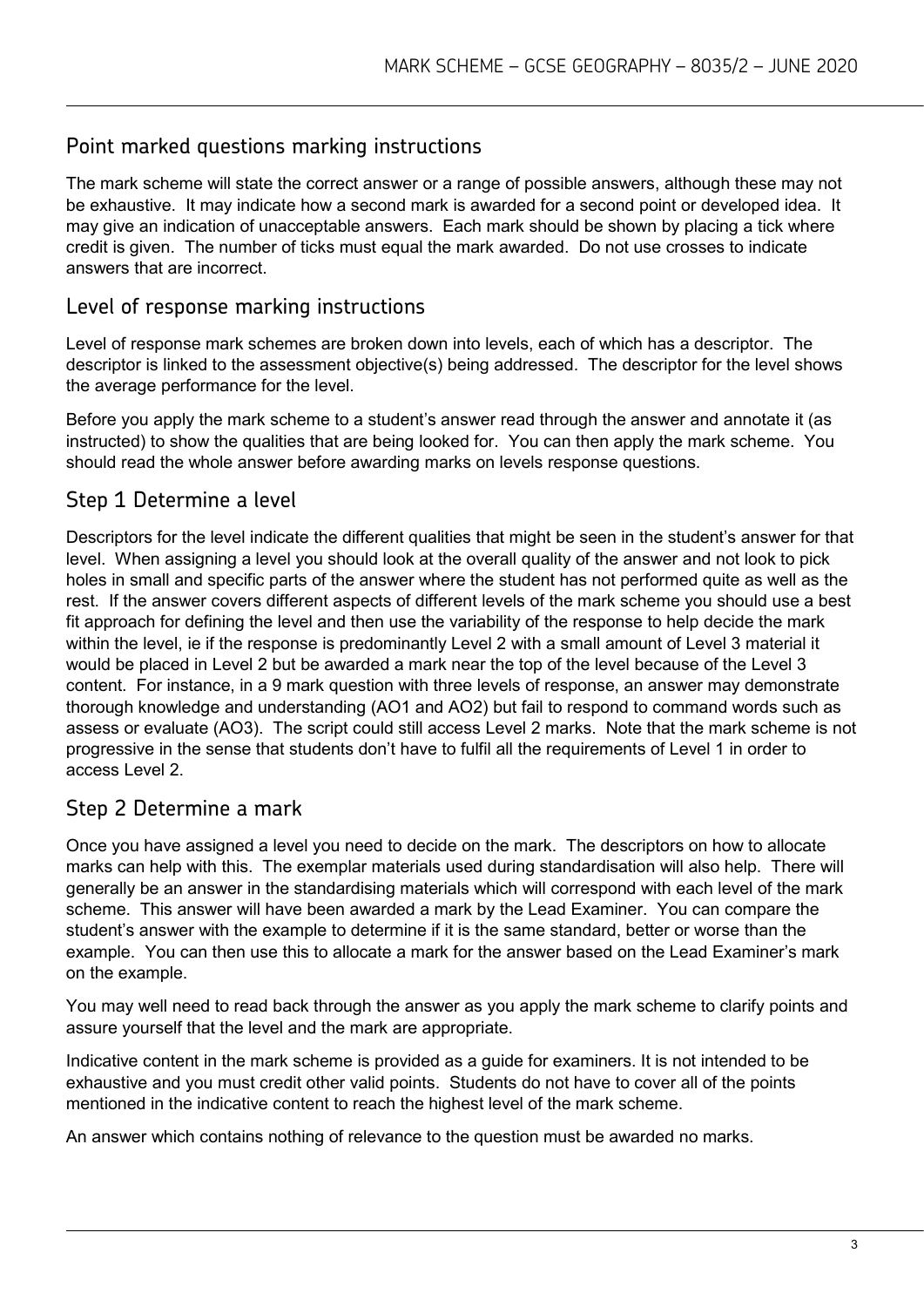## Point marked questions marking instructions

The mark scheme will state the correct answer or a range of possible answers, although these may not be exhaustive. It may indicate how a second mark is awarded for a second point or developed idea. It may give an indication of unacceptable answers. Each mark should be shown by placing a tick where credit is given. The number of ticks must equal the mark awarded. Do not use crosses to indicate answers that are incorrect.

## Level of response marking instructions

Level of response mark schemes are broken down into levels, each of which has a descriptor. The descriptor is linked to the assessment objective(s) being addressed. The descriptor for the level shows the average performance for the level.

Before you apply the mark scheme to a student's answer read through the answer and annotate it (as instructed) to show the qualities that are being looked for. You can then apply the mark scheme. You should read the whole answer before awarding marks on levels response questions.

## Step 1 Determine a level

Descriptors for the level indicate the different qualities that might be seen in the student's answer for that level. When assigning a level you should look at the overall quality of the answer and not look to pick holes in small and specific parts of the answer where the student has not performed quite as well as the rest. If the answer covers different aspects of different levels of the mark scheme you should use a best fit approach for defining the level and then use the variability of the response to help decide the mark within the level, ie if the response is predominantly Level 2 with a small amount of Level 3 material it would be placed in Level 2 but be awarded a mark near the top of the level because of the Level 3 content. For instance, in a 9 mark question with three levels of response, an answer may demonstrate thorough knowledge and understanding (AO1 and AO2) but fail to respond to command words such as assess or evaluate (AO3). The script could still access Level 2 marks. Note that the mark scheme is not progressive in the sense that students don't have to fulfil all the requirements of Level 1 in order to access Level 2.

## Step 2 Determine a mark

Once you have assigned a level you need to decide on the mark. The descriptors on how to allocate marks can help with this. The exemplar materials used during standardisation will also help. There will generally be an answer in the standardising materials which will correspond with each level of the mark scheme. This answer will have been awarded a mark by the Lead Examiner. You can compare the student's answer with the example to determine if it is the same standard, better or worse than the example. You can then use this to allocate a mark for the answer based on the Lead Examiner's mark on the example.

You may well need to read back through the answer as you apply the mark scheme to clarify points and assure yourself that the level and the mark are appropriate.

Indicative content in the mark scheme is provided as a guide for examiners. It is not intended to be exhaustive and you must credit other valid points. Students do not have to cover all of the points mentioned in the indicative content to reach the highest level of the mark scheme.

An answer which contains nothing of relevance to the question must be awarded no marks.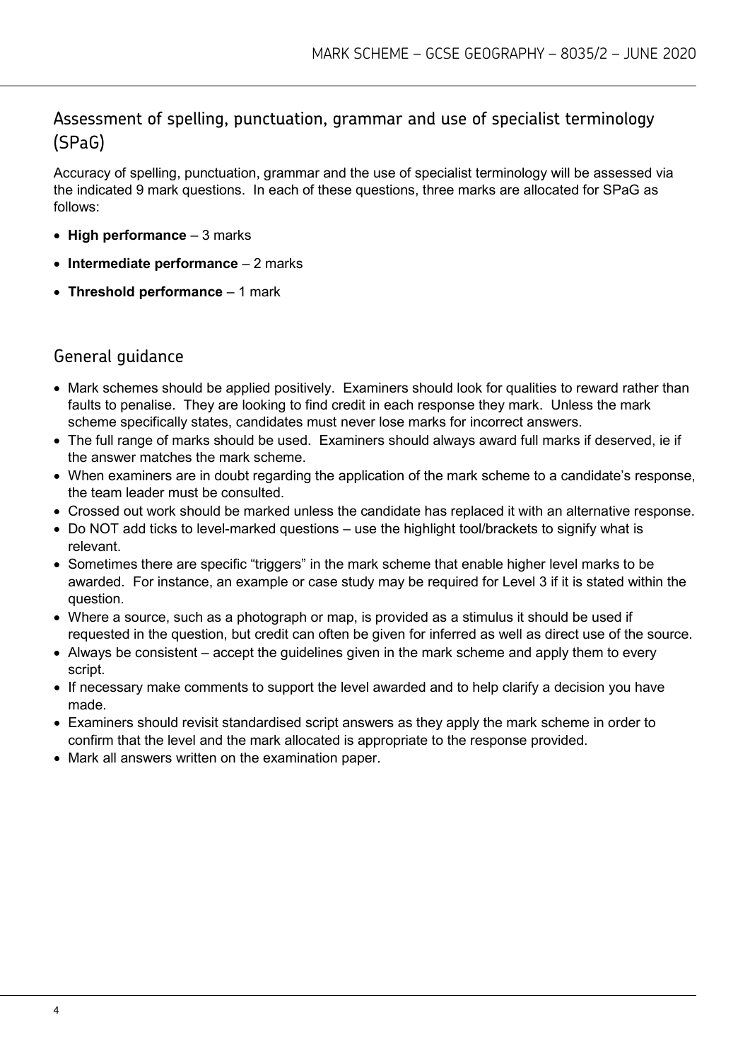## Assessment of spelling, punctuation, grammar and use of specialist terminology (SPaG)

Accuracy of spelling, punctuation, grammar and the use of specialist terminology will be assessed via the indicated 9 mark questions. In each of these questions, three marks are allocated for SPaG as follows:

- **High performance** – 3 marks
- **Intermediate performance** – 2 marks
- **Threshold performance** – 1 mark

## General guidance

- Mark schemes should be applied positively. Examiners should look for qualities to reward rather than faults to penalise. They are looking to find credit in each response they mark. Unless the mark scheme specifically states, candidates must never lose marks for incorrect answers.
- The full range of marks should be used. Examiners should always award full marks if deserved, ie if the answer matches the mark scheme.
- When examiners are in doubt regarding the application of the mark scheme to a candidate's response, the team leader must be consulted.
- Crossed out work should be marked unless the candidate has replaced it with an alternative response.
- Do NOT add ticks to level-marked questions – use the highlight tool/brackets to signify what is relevant.
- Sometimes there are specific "triggers" in the mark scheme that enable higher level marks to be awarded. For instance, an example or case study may be required for Level 3 if it is stated within the question.
- Where a source, such as a photograph or map, is provided as a stimulus it should be used if requested in the question, but credit can often be given for inferred as well as direct use of the source.
- Always be consistent – accept the guidelines given in the mark scheme and apply them to every script.
- If necessary make comments to support the level awarded and to help clarify a decision you have made.
- Examiners should revisit standardised script answers as they apply the mark scheme in order to confirm that the level and the mark allocated is appropriate to the response provided.
- Mark all answers written on the examination paper.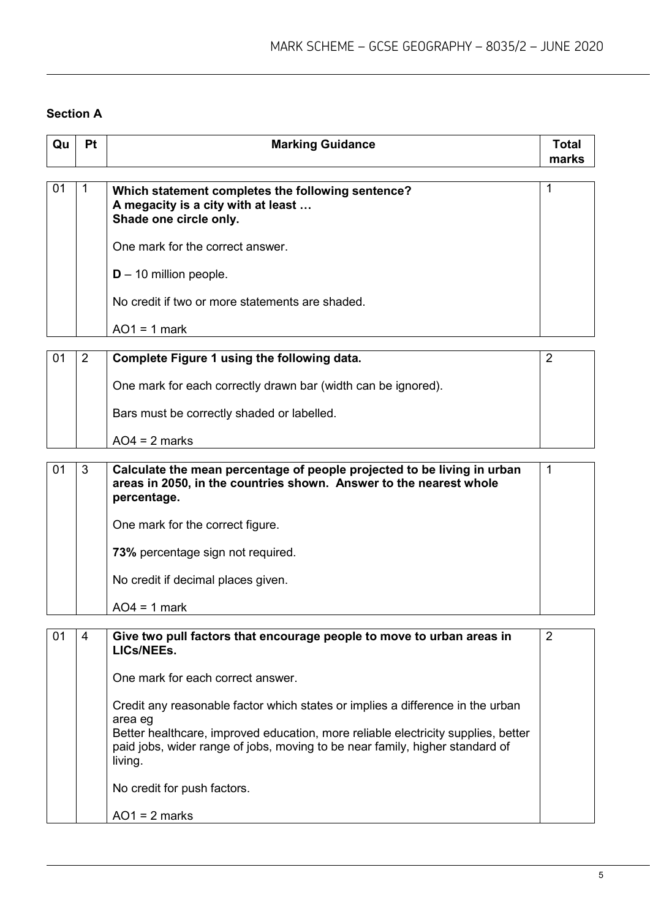## Section A

| Qu | Pt | Marking Guidance | Total marks |
|---|---|---|---|
| 01 | 1 | **Which statement completes the following sentence?**<br>**A megacity is a city with at least …**<br>**Shade one circle only.**<br><br>One mark for the correct answer.<br><br>**D** – 10 million people.<br><br>No credit if two or more statements are shaded.<br><br>AO1 = 1 mark | 1 |
| 01 | 2 | **Complete Figure 1 using the following data.**<br><br>One mark for each correctly drawn bar (width can be ignored).<br><br>Bars must be correctly shaded or labelled.<br><br>AO4 = 2 marks | 2 |
| 01 | 3 | **Calculate the mean percentage of people projected to be living in urban areas in 2050, in the countries shown. Answer to the nearest whole percentage.**<br><br>One mark for the correct figure.<br><br>**73%** percentage sign not required.<br><br>No credit if decimal places given.<br><br>AO4 = 1 mark | 1 |
| 01 | 4 | **Give two pull factors that encourage people to move to urban areas in LICs/NEEs.**<br><br>One mark for each correct answer.<br><br>Credit any reasonable factor which states or implies a difference in the urban area eg<br>Better healthcare, improved education, more reliable electricity supplies, better paid jobs, wider range of jobs, moving to be near family, higher standard of living.<br><br>No credit for push factors.<br><br>AO1 = 2 marks | 2 |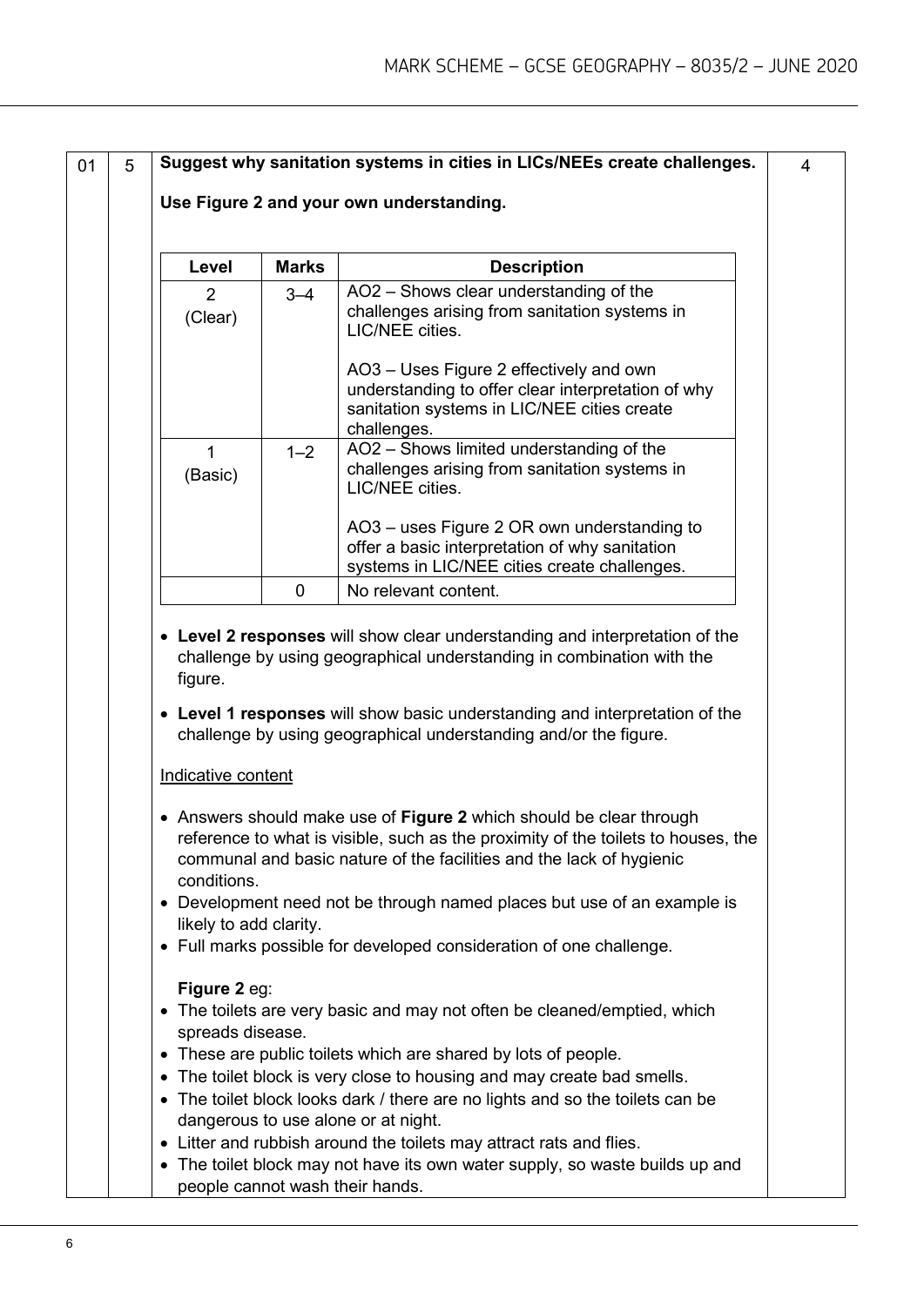| 01 | 5 | **Suggest why sanitation systems in cities in LICs/NEEs create challenges.** | 4 |
|---|---|---|---|

**Use Figure 2 and your own understanding.**

| Level | Marks | Description |
|---|---|---|
| 2 (Clear) | 3–4 | AO2 – Shows clear understanding of the challenges arising from sanitation systems in LIC/NEE cities.<br><br>AO3 – Uses Figure 2 effectively and own understanding to offer clear interpretation of why sanitation systems in LIC/NEE cities create challenges. |
| 1 (Basic) | 1–2 | AO2 – Shows limited understanding of the challenges arising from sanitation systems in LIC/NEE cities.<br><br>AO3 – uses Figure 2 OR own understanding to offer a basic interpretation of why sanitation systems in LIC/NEE cities create challenges. |
| | 0 | No relevant content. |

- **Level 2 responses** will show clear understanding and interpretation of the challenge by using geographical understanding in combination with the figure.
- **Level 1 responses** will show basic understanding and interpretation of the challenge by using geographical understanding and/or the figure.

Indicative content

- Answers should make use of **Figure 2** which should be clear through reference to what is visible, such as the proximity of the toilets to houses, the communal and basic nature of the facilities and the lack of hygienic conditions.
- Development need not be through named places but use of an example is likely to add clarity.
- Full marks possible for developed consideration of one challenge.

**Figure 2** eg:

- The toilets are very basic and may not often be cleaned/emptied, which spreads disease.
- These are public toilets which are shared by lots of people.
- The toilet block is very close to housing and may create bad smells.
- The toilet block looks dark / there are no lights and so the toilets can be dangerous to use alone or at night.
- Litter and rubbish around the toilets may attract rats and flies.
- The toilet block may not have its own water supply, so waste builds up and people cannot wash their hands.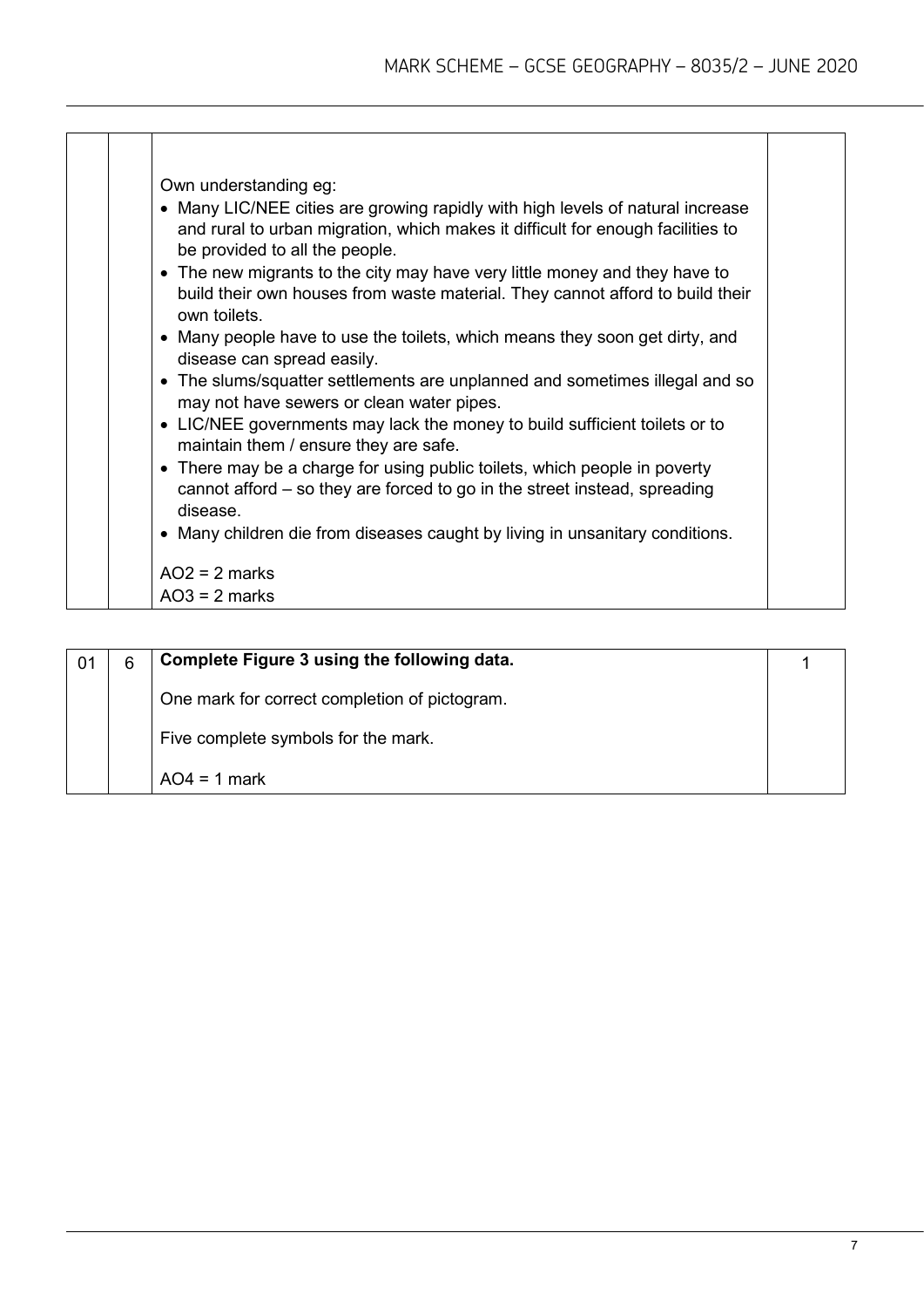| | | | |
|---|---|---|---|
| | | Own understanding eg:<br>• Many LIC/NEE cities are growing rapidly with high levels of natural increase and rural to urban migration, which makes it difficult for enough facilities to be provided to all the people.<br>• The new migrants to the city may have very little money and they have to build their own houses from waste material. They cannot afford to build their own toilets.<br>• Many people have to use the toilets, which means they soon get dirty, and disease can spread easily.<br>• The slums/squatter settlements are unplanned and sometimes illegal and so may not have sewers or clean water pipes.<br>• LIC/NEE governments may lack the money to build sufficient toilets or to maintain them / ensure they are safe.<br>• There may be a charge for using public toilets, which people in poverty cannot afford – so they are forced to go in the street instead, spreading disease.<br>• Many children die from diseases caught by living in unsanitary conditions.<br><br>AO2 = 2 marks<br>AO3 = 2 marks | |

| | | | |
|---|---|---|---|
| 01 | 6 | **Complete Figure 3 using the following data.**<br><br>One mark for correct completion of pictogram.<br><br>Five complete symbols for the mark.<br><br>AO4 = 1 mark | 1 |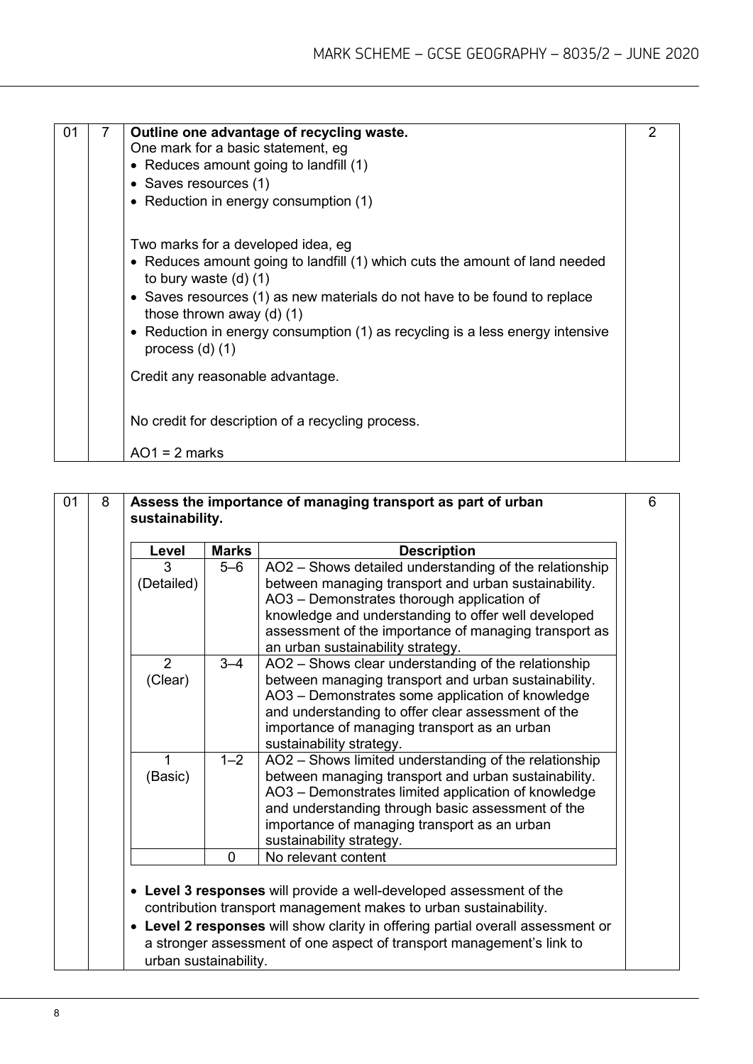| | | | |
|---|---|---|---|
| 01 | 7 | **Outline one advantage of recycling waste.** | 2 |

One mark for a basic statement, eg

- Reduces amount going to landfill (1)
- Saves resources (1)
- Reduction in energy consumption (1)

Two marks for a developed idea, eg

- Reduces amount going to landfill (1) which cuts the amount of land needed to bury waste (d) (1)
- Saves resources (1) as new materials do not have to be found to replace those thrown away (d) (1)
- Reduction in energy consumption (1) as recycling is a less energy intensive process (d) (1)

Credit any reasonable advantage.

No credit for description of a recycling process.

AO1 = 2 marks

| | | | |
|---|---|---|---|
| 01 | 8 | **Assess the importance of managing transport as part of urban sustainability.** | 6 |

| Level | Marks | Description |
|---|---|---|
| 3 (Detailed) | 5–6 | AO2 – Shows detailed understanding of the relationship between managing transport and urban sustainability. AO3 – Demonstrates thorough application of knowledge and understanding to offer well developed assessment of the importance of managing transport as an urban sustainability strategy. |
| 2 (Clear) | 3–4 | AO2 – Shows clear understanding of the relationship between managing transport and urban sustainability. AO3 – Demonstrates some application of knowledge and understanding to offer clear assessment of the importance of managing transport as an urban sustainability strategy. |
| 1 (Basic) | 1–2 | AO2 – Shows limited understanding of the relationship between managing transport and urban sustainability. AO3 – Demonstrates limited application of knowledge and understanding through basic assessment of the importance of managing transport as an urban sustainability strategy. |
| | 0 | No relevant content |

- **Level 3 responses** will provide a well-developed assessment of the contribution transport management makes to urban sustainability.
- **Level 2 responses** will show clarity in offering partial overall assessment or a stronger assessment of one aspect of transport management's link to urban sustainability.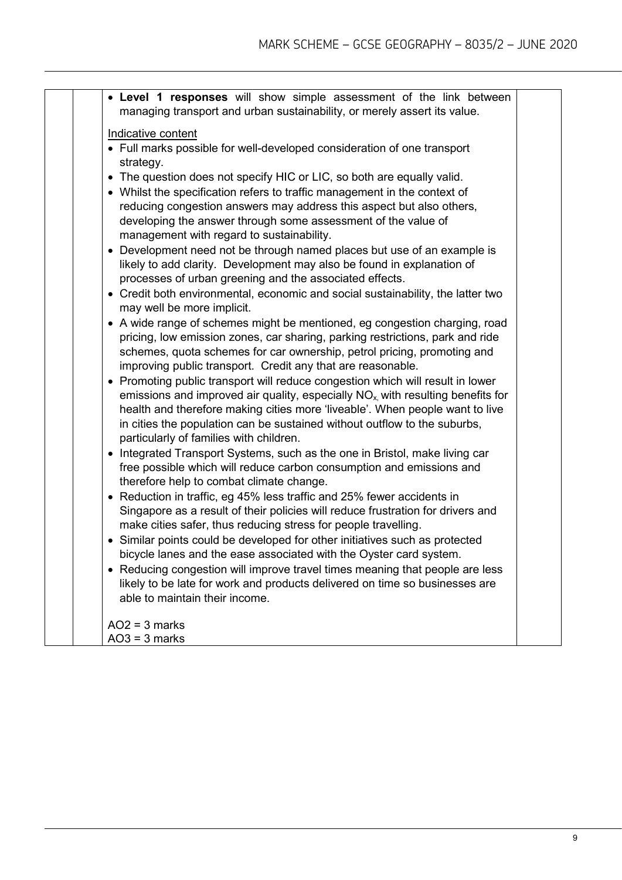- **Level 1 responses** will show simple assessment of the link between managing transport and urban sustainability, or merely assert its value.

Indicative content

- Full marks possible for well-developed consideration of one transport strategy.
- The question does not specify HIC or LIC, so both are equally valid.
- Whilst the specification refers to traffic management in the context of reducing congestion answers may address this aspect but also others, developing the answer through some assessment of the value of management with regard to sustainability.
- Development need not be through named places but use of an example is likely to add clarity. Development may also be found in explanation of processes of urban greening and the associated effects.
- Credit both environmental, economic and social sustainability, the latter two may well be more implicit.
- A wide range of schemes might be mentioned, eg congestion charging, road pricing, low emission zones, car sharing, parking restrictions, park and ride schemes, quota schemes for car ownership, petrol pricing, promoting and improving public transport. Credit any that are reasonable.
- Promoting public transport will reduce congestion which will result in lower emissions and improved air quality, especially $NO_x$, with resulting benefits for health and therefore making cities more 'liveable'. When people want to live in cities the population can be sustained without outflow to the suburbs, particularly of families with children.
- Integrated Transport Systems, such as the one in Bristol, make living car free possible which will reduce carbon consumption and emissions and therefore help to combat climate change.
- Reduction in traffic, eg 45% less traffic and 25% fewer accidents in Singapore as a result of their policies will reduce frustration for drivers and make cities safer, thus reducing stress for people travelling.
- Similar points could be developed for other initiatives such as protected bicycle lanes and the ease associated with the Oyster card system.
- Reducing congestion will improve travel times meaning that people are less likely to be late for work and products delivered on time so businesses are able to maintain their income.

AO2 = 3 marks
AO3 = 3 marks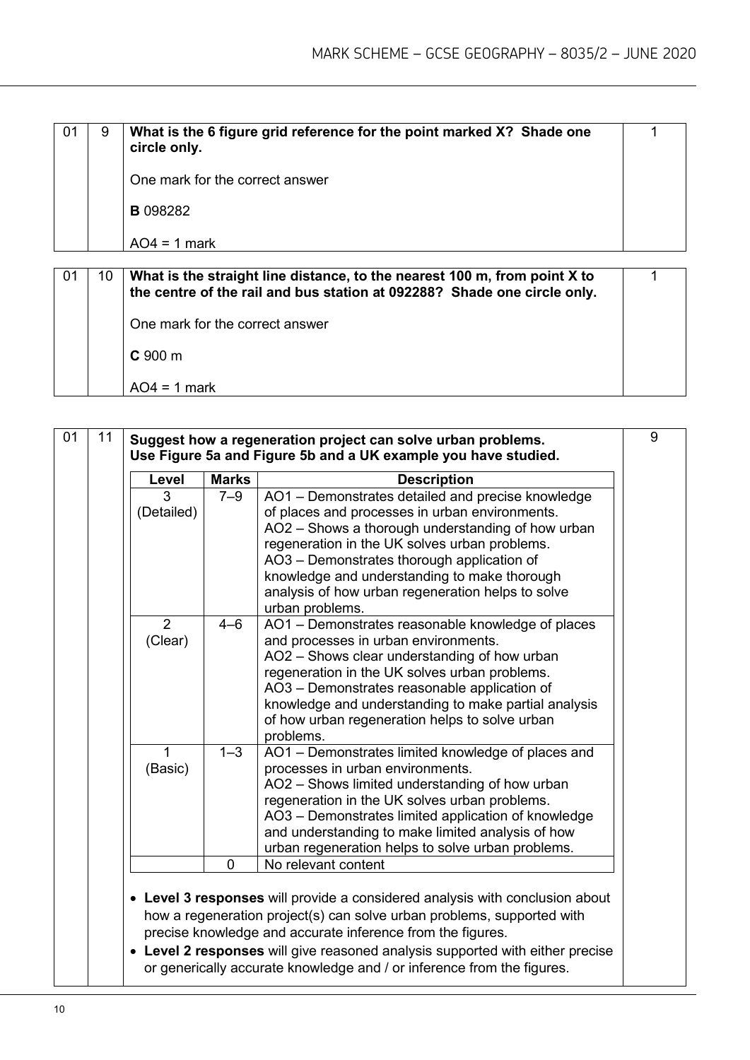| 01 | 9 | **What is the 6 figure grid reference for the point marked X? Shade one circle only.**<br><br>One mark for the correct answer<br><br>**B** 098282<br><br>AO4 = 1 mark | 1 |
|---|---|---|---|

| 01 | 10 | **What is the straight line distance, to the nearest 100 m, from point X to the centre of the rail and bus station at 092288? Shade one circle only.**<br><br>One mark for the correct answer<br><br>**C** 900 m<br><br>AO4 = 1 mark | 1 |
|---|---|---|---|

| 01 | 11 | **Suggest how a regeneration project can solve urban problems. Use Figure 5a and Figure 5b and a UK example you have studied.** | 9 |
|---|---|---|---|

| Level | Marks | Description |
|---|---|---|
| 3 (Detailed) | 7–9 | AO1 – Demonstrates detailed and precise knowledge of places and processes in urban environments.<br>AO2 – Shows a thorough understanding of how urban regeneration in the UK solves urban problems.<br>AO3 – Demonstrates thorough application of knowledge and understanding to make thorough analysis of how urban regeneration helps to solve urban problems. |
| 2 (Clear) | 4–6 | AO1 – Demonstrates reasonable knowledge of places and processes in urban environments.<br>AO2 – Shows clear understanding of how urban regeneration in the UK solves urban problems.<br>AO3 – Demonstrates reasonable application of knowledge and understanding to make partial analysis of how urban regeneration helps to solve urban problems. |
| 1 (Basic) | 1–3 | AO1 – Demonstrates limited knowledge of places and processes in urban environments.<br>AO2 – Shows limited understanding of how urban regeneration in the UK solves urban problems.<br>AO3 – Demonstrates limited application of knowledge and understanding to make limited analysis of how urban regeneration helps to solve urban problems. |
| | 0 | No relevant content |

- **Level 3 responses** will provide a considered analysis with conclusion about how a regeneration project(s) can solve urban problems, supported with precise knowledge and accurate inference from the figures.
- **Level 2 responses** will give reasoned analysis supported with either precise or generically accurate knowledge and / or inference from the figures.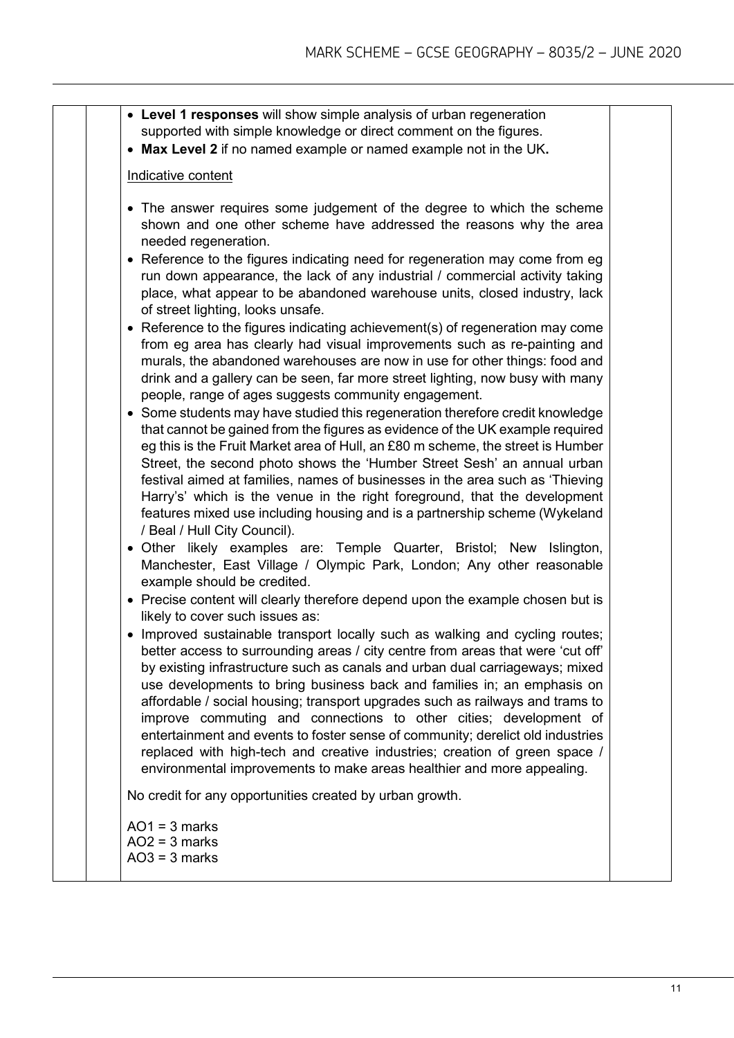- **Level 1 responses** will show simple analysis of urban regeneration supported with simple knowledge or direct comment on the figures.
- **Max Level 2** if no named example or named example not in the UK**.**

Indicative content

- The answer requires some judgement of the degree to which the scheme shown and one other scheme have addressed the reasons why the area needed regeneration.
- Reference to the figures indicating need for regeneration may come from eg run down appearance, the lack of any industrial / commercial activity taking place, what appear to be abandoned warehouse units, closed industry, lack of street lighting, looks unsafe.
- Reference to the figures indicating achievement(s) of regeneration may come from eg area has clearly had visual improvements such as re-painting and murals, the abandoned warehouses are now in use for other things: food and drink and a gallery can be seen, far more street lighting, now busy with many people, range of ages suggests community engagement.
- Some students may have studied this regeneration therefore credit knowledge that cannot be gained from the figures as evidence of the UK example required eg this is the Fruit Market area of Hull, an £80 m scheme, the street is Humber Street, the second photo shows the 'Humber Street Sesh' an annual urban festival aimed at families, names of businesses in the area such as 'Thieving Harry's' which is the venue in the right foreground, that the development features mixed use including housing and is a partnership scheme (Wykeland / Beal / Hull City Council).
- Other likely examples are: Temple Quarter, Bristol; New Islington, Manchester, East Village / Olympic Park, London; Any other reasonable example should be credited.
- Precise content will clearly therefore depend upon the example chosen but is likely to cover such issues as:
- Improved sustainable transport locally such as walking and cycling routes; better access to surrounding areas / city centre from areas that were 'cut off' by existing infrastructure such as canals and urban dual carriageways; mixed use developments to bring business back and families in; an emphasis on affordable / social housing; transport upgrades such as railways and trams to improve commuting and connections to other cities; development of entertainment and events to foster sense of community; derelict old industries replaced with high-tech and creative industries; creation of green space / environmental improvements to make areas healthier and more appealing.

No credit for any opportunities created by urban growth.

AO1 = 3 marks
AO2 = 3 marks
AO3 = 3 marks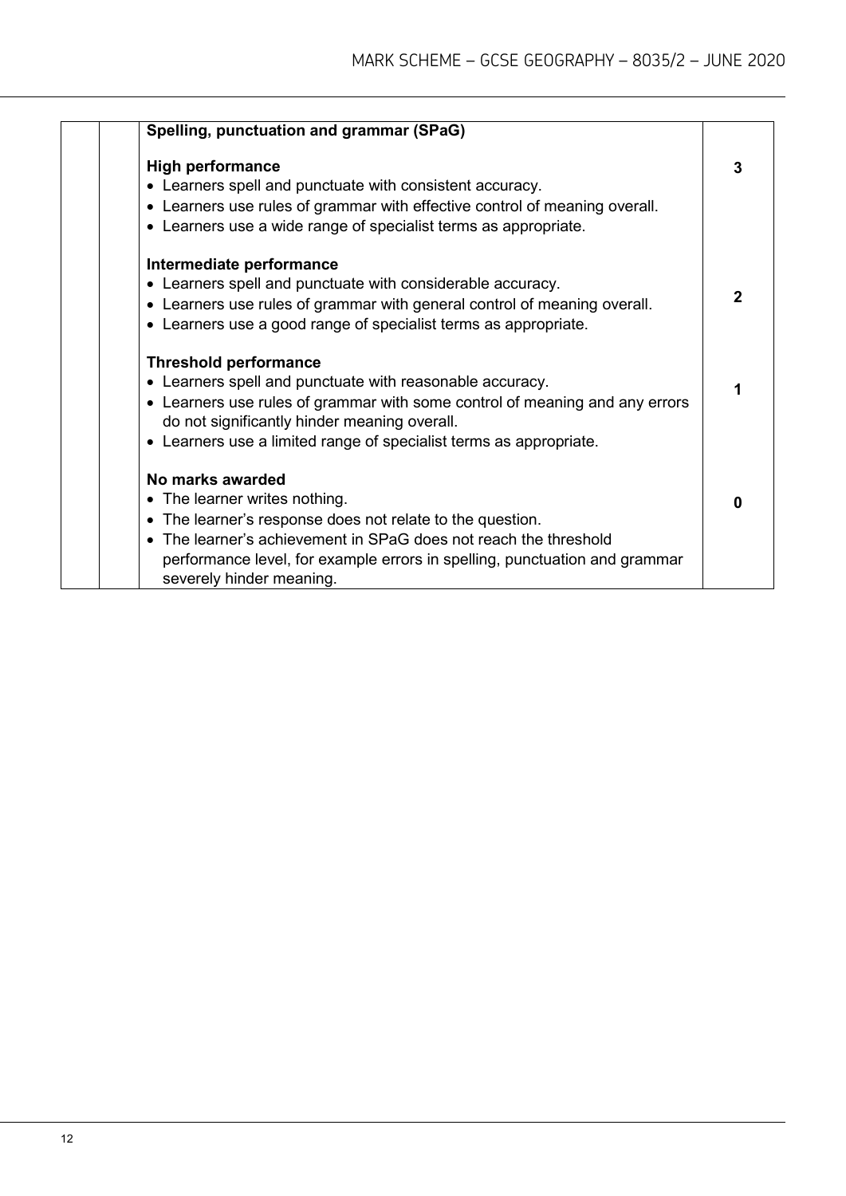| | | Spelling, punctuation and grammar (SPaG) | |
|---|---|---|---|
| | | **High performance**<br>• Learners spell and punctuate with consistent accuracy.<br>• Learners use rules of grammar with effective control of meaning overall.<br>• Learners use a wide range of specialist terms as appropriate. | **3** |
| | | **Intermediate performance**<br>• Learners spell and punctuate with considerable accuracy.<br>• Learners use rules of grammar with general control of meaning overall.<br>• Learners use a good range of specialist terms as appropriate. | **2** |
| | | **Threshold performance**<br>• Learners spell and punctuate with reasonable accuracy.<br>• Learners use rules of grammar with some control of meaning and any errors do not significantly hinder meaning overall.<br>• Learners use a limited range of specialist terms as appropriate. | **1** |
| | | **No marks awarded**<br>• The learner writes nothing.<br>• The learner's response does not relate to the question.<br>• The learner's achievement in SPaG does not reach the threshold performance level, for example errors in spelling, punctuation and grammar severely hinder meaning. | **0** |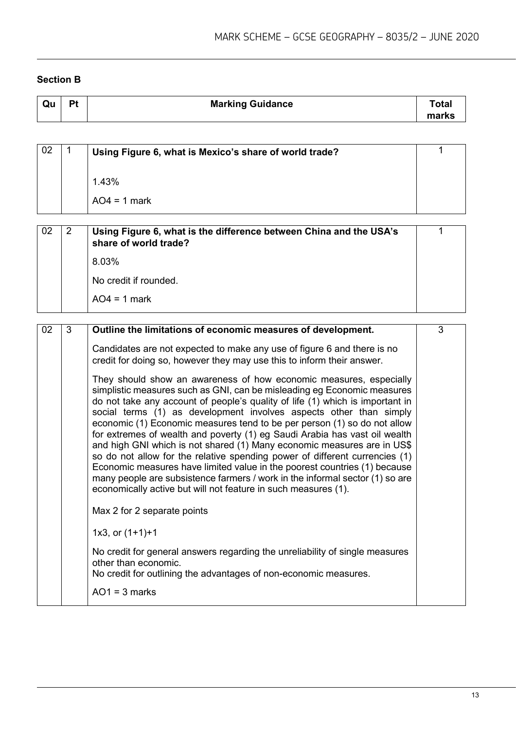## Section B

| Qu | Pt | Marking Guidance | Total marks |
|---|---|---|---|
| 02 | 1 | **Using Figure 6, what is Mexico's share of world trade?**<br><br>1.43%<br><br>AO4 = 1 mark | 1 |
| 02 | 2 | **Using Figure 6, what is the difference between China and the USA's share of world trade?**<br><br>8.03%<br><br>No credit if rounded.<br><br>AO4 = 1 mark | 1 |
| 02 | 3 | **Outline the limitations of economic measures of development.**<br><br>Candidates are not expected to make any use of figure 6 and there is no credit for doing so, however they may use this to inform their answer.<br><br>They should show an awareness of how economic measures, especially simplistic measures such as GNI, can be misleading eg Economic measures do not take any account of people's quality of life (1) which is important in social terms (1) as development involves aspects other than simply economic (1) Economic measures tend to be per person (1) so do not allow for extremes of wealth and poverty (1) eg Saudi Arabia has vast oil wealth and high GNI which is not shared (1) Many economic measures are in US$ so do not allow for the relative spending power of different currencies (1) Economic measures have limited value in the poorest countries (1) because many people are subsistence farmers / work in the informal sector (1) so are economically active but will not feature in such measures (1).<br><br>Max 2 for 2 separate points<br><br>1x3, or (1+1)+1<br><br>No credit for general answers regarding the unreliability of single measures other than economic.<br>No credit for outlining the advantages of non-economic measures.<br><br>AO1 = 3 marks | 3 |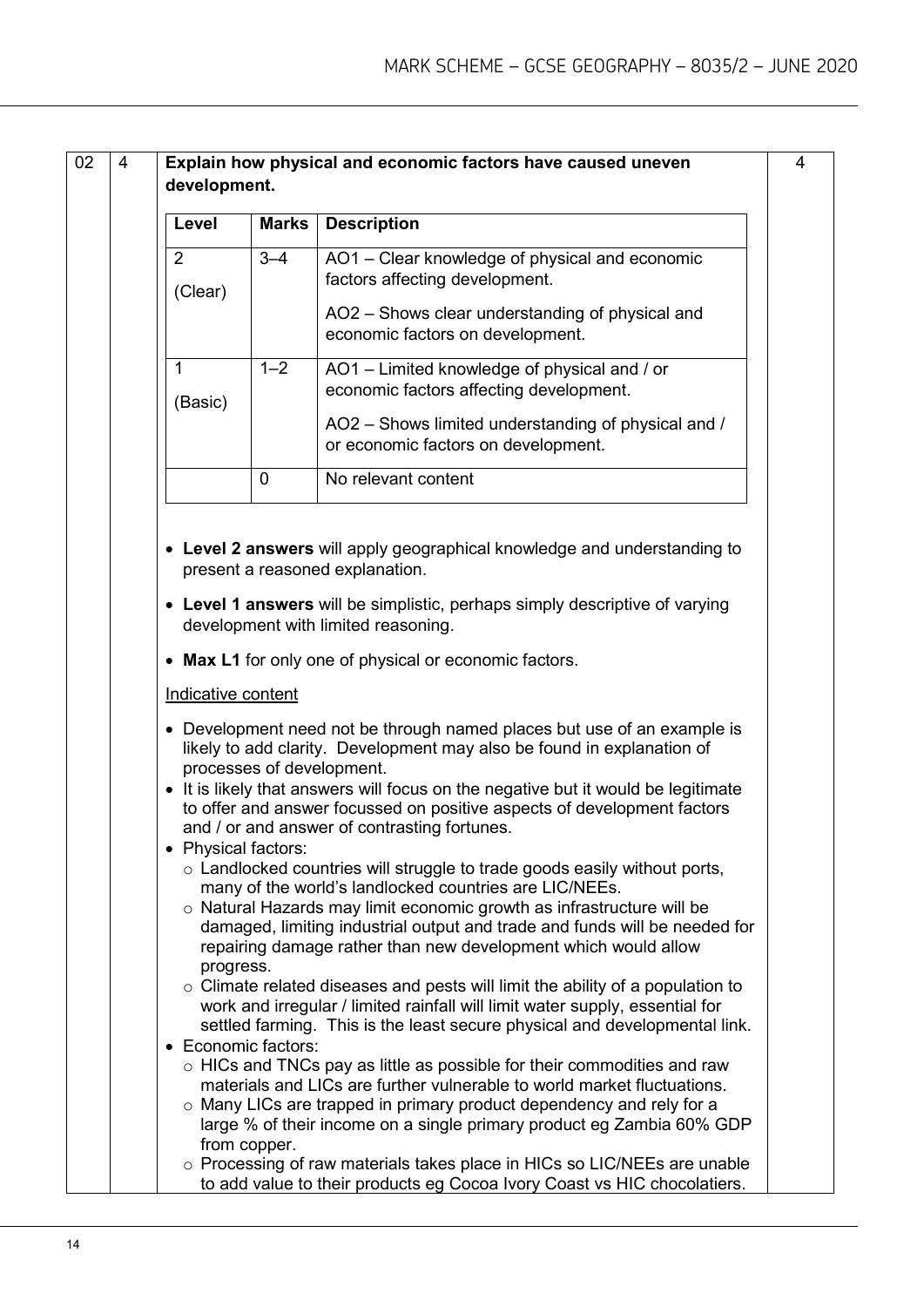| 02 | 4 | Explain how physical and economic factors have caused uneven development. | 4 |
|---|---|---|---|

| Level | Marks | Description |
|---|---|---|
| 2 (Clear) | 3–4 | AO1 – Clear knowledge of physical and economic factors affecting development. AO2 – Shows clear understanding of physical and economic factors on development. |
| 1 (Basic) | 1–2 | AO1 – Limited knowledge of physical and / or economic factors affecting development. AO2 – Shows limited understanding of physical and / or economic factors on development. |
| | 0 | No relevant content |

- **Level 2 answers** will apply geographical knowledge and understanding to present a reasoned explanation.
- **Level 1 answers** will be simplistic, perhaps simply descriptive of varying development with limited reasoning.
- **Max L1** for only one of physical or economic factors.

Indicative content

- Development need not be through named places but use of an example is likely to add clarity. Development may also be found in explanation of processes of development.
- It is likely that answers will focus on the negative but it would be legitimate to offer and answer focussed on positive aspects of development factors and / or and answer of contrasting fortunes.
- Physical factors:
  - Landlocked countries will struggle to trade goods easily without ports, many of the world's landlocked countries are LIC/NEEs.
  - Natural Hazards may limit economic growth as infrastructure will be damaged, limiting industrial output and trade and funds will be needed for repairing damage rather than new development which would allow progress.
  - Climate related diseases and pests will limit the ability of a population to work and irregular / limited rainfall will limit water supply, essential for settled farming. This is the least secure physical and developmental link.
- Economic factors:
  - HICs and TNCs pay as little as possible for their commodities and raw materials and LICs are further vulnerable to world market fluctuations.
  - Many LICs are trapped in primary product dependency and rely for a large % of their income on a single primary product eg Zambia 60% GDP from copper.
  - Processing of raw materials takes place in HICs so LIC/NEEs are unable to add value to their products eg Cocoa Ivory Coast vs HIC chocolatiers.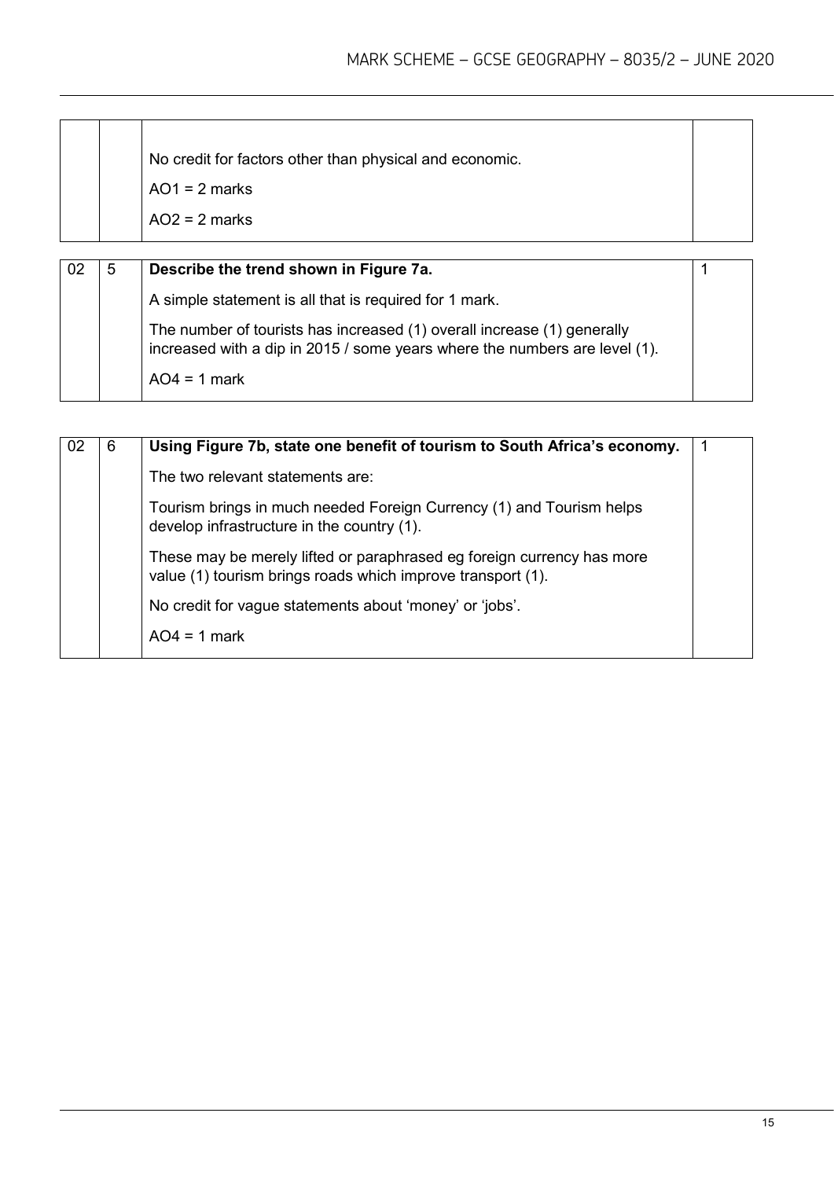| | | | |
|---|---|---|---|
| | | No credit for factors other than physical and economic.<br><br>AO1 = 2 marks<br><br>AO2 = 2 marks | |

| | | | |
|---|---|---|---|
| 02 | 5 | **Describe the trend shown in Figure 7a.**<br><br>A simple statement is all that is required for 1 mark.<br><br>The number of tourists has increased (1) overall increase (1) generally increased with a dip in 2015 / some years where the numbers are level (1).<br><br>AO4 = 1 mark | 1 |

| | | | |
|---|---|---|---|
| 02 | 6 | **Using Figure 7b, state one benefit of tourism to South Africa's economy.**<br><br>The two relevant statements are:<br><br>Tourism brings in much needed Foreign Currency (1) and Tourism helps develop infrastructure in the country (1).<br><br>These may be merely lifted or paraphrased eg foreign currency has more value (1) tourism brings roads which improve transport (1).<br><br>No credit for vague statements about 'money' or 'jobs'.<br><br>AO4 = 1 mark | 1 |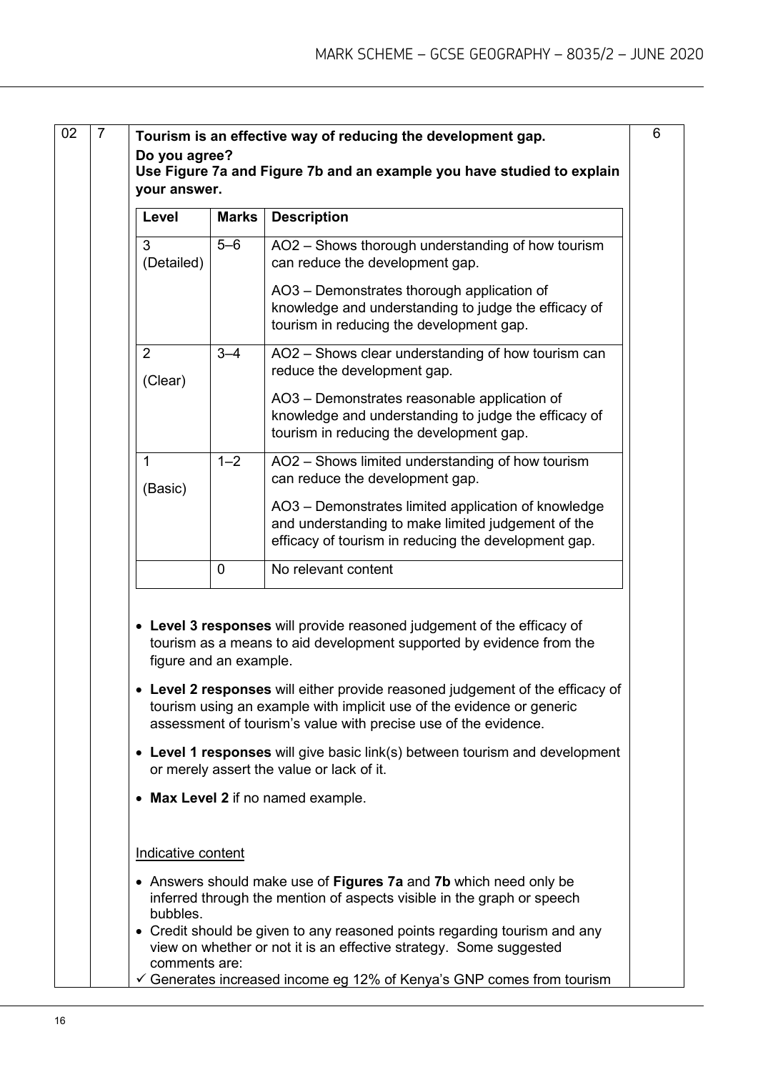| 02 | 7 | Tourism is an effective way of reducing the development gap. Do you agree? Use Figure 7a and Figure 7b and an example you have studied to explain your answer. | 6 |
|---|---|---|---|

**Tourism is an effective way of reducing the development gap.**
**Do you agree?**
**Use Figure 7a and Figure 7b and an example you have studied to explain your answer.**

Marks: 6

| Level | Marks | Description |
|---|---|---|
| 3 (Detailed) | 5–6 | AO2 – Shows thorough understanding of how tourism can reduce the development gap. AO3 – Demonstrates thorough application of knowledge and understanding to judge the efficacy of tourism in reducing the development gap. |
| 2 (Clear) | 3–4 | AO2 – Shows clear understanding of how tourism can reduce the development gap. AO3 – Demonstrates reasonable application of knowledge and understanding to judge the efficacy of tourism in reducing the development gap. |
| 1 (Basic) | 1–2 | AO2 – Shows limited understanding of how tourism can reduce the development gap. AO3 – Demonstrates limited application of knowledge and understanding to make limited judgement of the efficacy of tourism in reducing the development gap. |
| | 0 | No relevant content |

- **Level 3 responses** will provide reasoned judgement of the efficacy of tourism as a means to aid development supported by evidence from the figure and an example.
- **Level 2 responses** will either provide reasoned judgement of the efficacy of tourism using an example with implicit use of the evidence or generic assessment of tourism's value with precise use of the evidence.
- **Level 1 responses** will give basic link(s) between tourism and development or merely assert the value or lack of it.
- **Max Level 2** if no named example.

Indicative content

- Answers should make use of **Figures 7a** and **7b** which need only be inferred through the mention of aspects visible in the graph or speech bubbles.
- Credit should be given to any reasoned points regarding tourism and any view on whether or not it is an effective strategy. Some suggested comments are:

✓ Generates increased income eg 12% of Kenya's GNP comes from tourism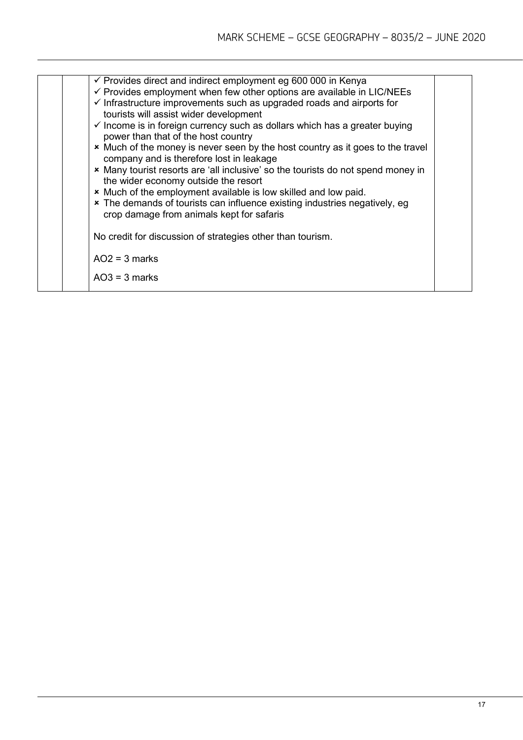- ✓ Provides direct and indirect employment eg 600 000 in Kenya
- ✓ Provides employment when few other options are available in LIC/NEEs
- ✓ Infrastructure improvements such as upgraded roads and airports for tourists will assist wider development
- ✓ Income is in foreign currency such as dollars which has a greater buying power than that of the host country
- ✗ Much of the money is never seen by the host country as it goes to the travel company and is therefore lost in leakage
- ✗ Many tourist resorts are 'all inclusive' so the tourists do not spend money in the wider economy outside the resort
- ✗ Much of the employment available is low skilled and low paid.
- ✗ The demands of tourists can influence existing industries negatively, eg crop damage from animals kept for safaris

No credit for discussion of strategies other than tourism.

AO2 = 3 marks

AO3 = 3 marks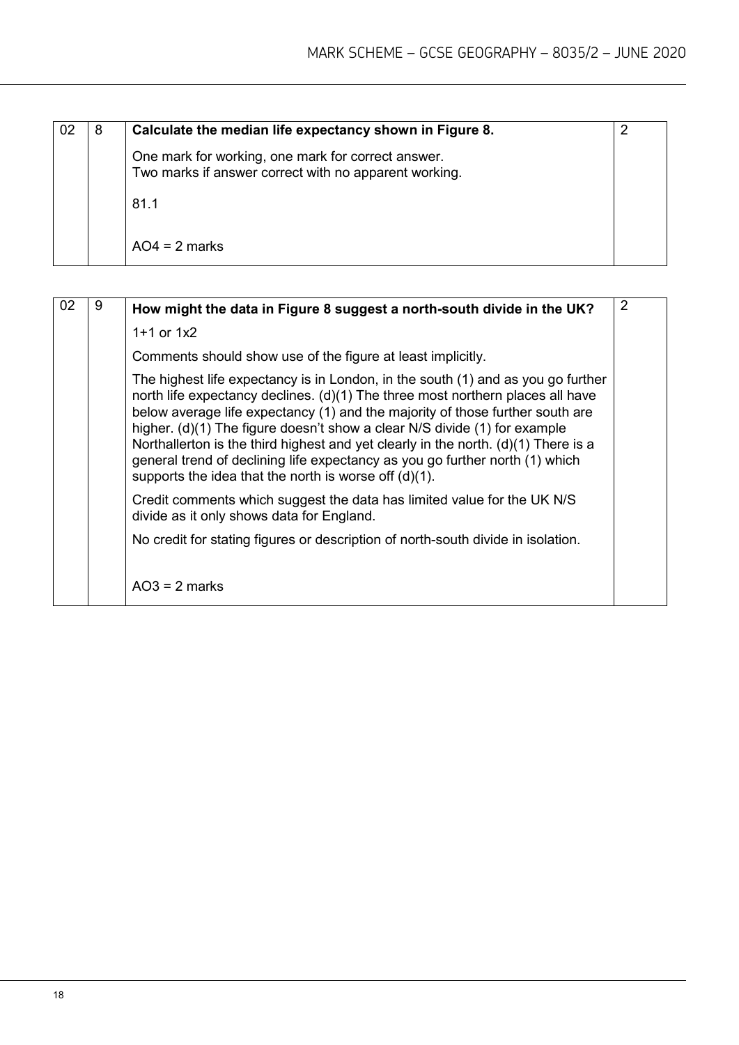| | | | |
|---|---|---|---|
| 02 | 8 | **Calculate the median life expectancy shown in Figure 8.**<br><br>One mark for working, one mark for correct answer.<br>Two marks if answer correct with no apparent working.<br><br>81.1<br><br>AO4 = 2 marks | 2 |

| | | | |
|---|---|---|---|
| 02 | 9 | **How might the data in Figure 8 suggest a north-south divide in the UK?**<br><br>1+1 or 1x2<br><br>Comments should show use of the figure at least implicitly.<br><br>The highest life expectancy is in London, in the south (1) and as you go further north life expectancy declines. (d)(1) The three most northern places all have below average life expectancy (1) and the majority of those further south are higher. (d)(1) The figure doesn't show a clear N/S divide (1) for example Northallerton is the third highest and yet clearly in the north. (d)(1) There is a general trend of declining life expectancy as you go further north (1) which supports the idea that the north is worse off (d)(1).<br><br>Credit comments which suggest the data has limited value for the UK N/S divide as it only shows data for England.<br><br>No credit for stating figures or description of north-south divide in isolation.<br><br>AO3 = 2 marks | 2 |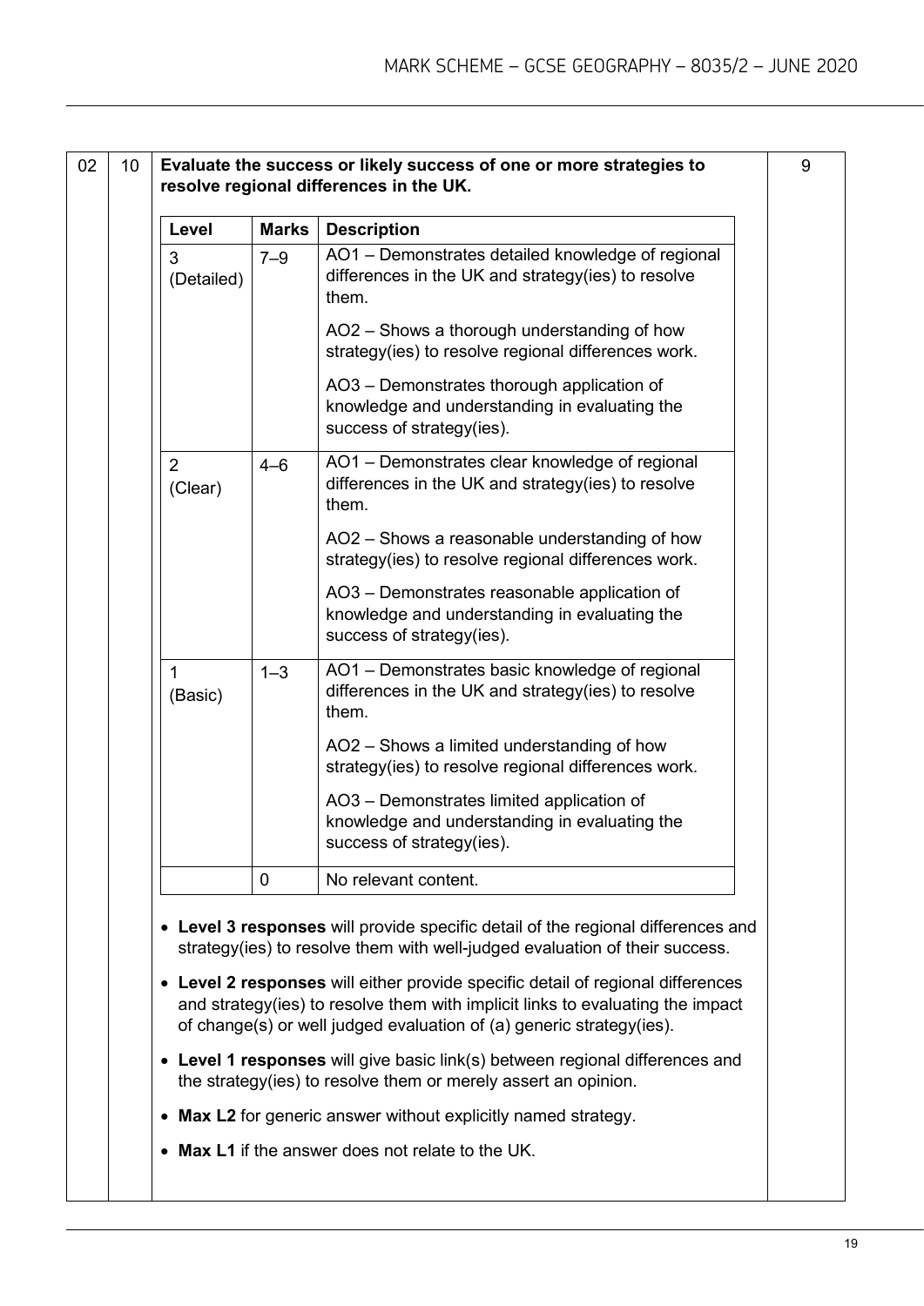| 02 | 10 | Evaluate the success or likely success of one or more strategies to resolve regional differences in the UK. | 9 |
|---|---|---|---|

**Evaluate the success or likely success of one or more strategies to resolve regional differences in the UK.**

| Level | Marks | Description |
|---|---|---|
| 3 (Detailed) | 7–9 | AO1 – Demonstrates detailed knowledge of regional differences in the UK and strategy(ies) to resolve them.<br><br>AO2 – Shows a thorough understanding of how strategy(ies) to resolve regional differences work.<br><br>AO3 – Demonstrates thorough application of knowledge and understanding in evaluating the success of strategy(ies). |
| 2 (Clear) | 4–6 | AO1 – Demonstrates clear knowledge of regional differences in the UK and strategy(ies) to resolve them.<br><br>AO2 – Shows a reasonable understanding of how strategy(ies) to resolve regional differences work.<br><br>AO3 – Demonstrates reasonable application of knowledge and understanding in evaluating the success of strategy(ies). |
| 1 (Basic) | 1–3 | AO1 – Demonstrates basic knowledge of regional differences in the UK and strategy(ies) to resolve them.<br><br>AO2 – Shows a limited understanding of how strategy(ies) to resolve regional differences work.<br><br>AO3 – Demonstrates limited application of knowledge and understanding in evaluating the success of strategy(ies). |
| | 0 | No relevant content. |

- **Level 3 responses** will provide specific detail of the regional differences and strategy(ies) to resolve them with well-judged evaluation of their success.
- **Level 2 responses** will either provide specific detail of regional differences and strategy(ies) to resolve them with implicit links to evaluating the impact of change(s) or well judged evaluation of (a) generic strategy(ies).
- **Level 1 responses** will give basic link(s) between regional differences and the strategy(ies) to resolve them or merely assert an opinion.
- **Max L2** for generic answer without explicitly named strategy.
- **Max L1** if the answer does not relate to the UK.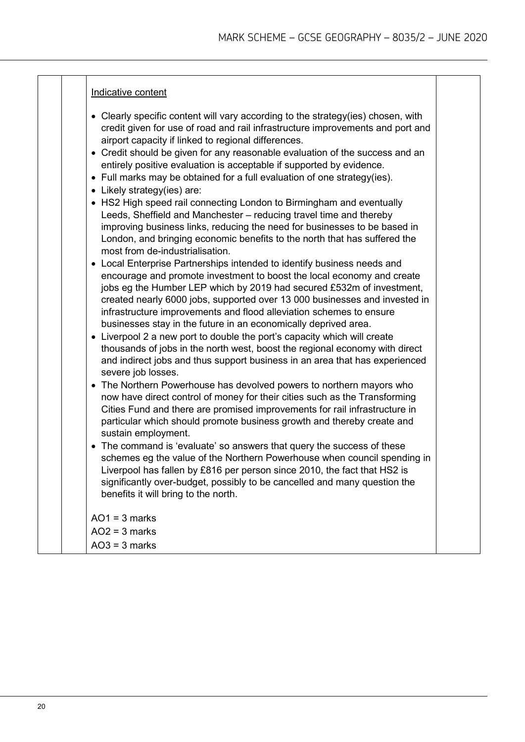Indicative content

- Clearly specific content will vary according to the strategy(ies) chosen, with credit given for use of road and rail infrastructure improvements and port and airport capacity if linked to regional differences.
- Credit should be given for any reasonable evaluation of the success and an entirely positive evaluation is acceptable if supported by evidence.
- Full marks may be obtained for a full evaluation of one strategy(ies).
- Likely strategy(ies) are:
- HS2 High speed rail connecting London to Birmingham and eventually Leeds, Sheffield and Manchester – reducing travel time and thereby improving business links, reducing the need for businesses to be based in London, and bringing economic benefits to the north that has suffered the most from de-industrialisation.
- Local Enterprise Partnerships intended to identify business needs and encourage and promote investment to boost the local economy and create jobs eg the Humber LEP which by 2019 had secured £532m of investment, created nearly 6000 jobs, supported over 13 000 businesses and invested in infrastructure improvements and flood alleviation schemes to ensure businesses stay in the future in an economically deprived area.
- Liverpool 2 a new port to double the port's capacity which will create thousands of jobs in the north west, boost the regional economy with direct and indirect jobs and thus support business in an area that has experienced severe job losses.
- The Northern Powerhouse has devolved powers to northern mayors who now have direct control of money for their cities such as the Transforming Cities Fund and there are promised improvements for rail infrastructure in particular which should promote business growth and thereby create and sustain employment.
- The command is 'evaluate' so answers that query the success of these schemes eg the value of the Northern Powerhouse when council spending in Liverpool has fallen by £816 per person since 2010, the fact that HS2 is significantly over-budget, possibly to be cancelled and many question the benefits it will bring to the north.

AO1 = 3 marks
AO2 = 3 marks
AO3 = 3 marks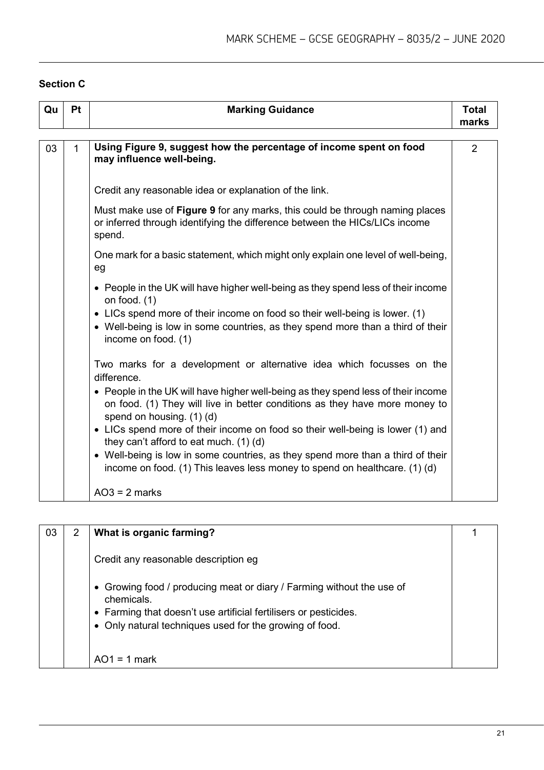## Section C

| Qu | Pt | Marking Guidance | Total marks |
|---|---|---|---|
| 03 | 1 | **Using Figure 9, suggest how the percentage of income spent on food may influence well-being.**<br><br>Credit any reasonable idea or explanation of the link.<br><br>Must make use of **Figure 9** for any marks, this could be through naming places or inferred through identifying the difference between the HICs/LICs income spend.<br><br>One mark for a basic statement, which might only explain one level of well-being, eg<br><br>• People in the UK will have higher well-being as they spend less of their income on food. (1)<br>• LICs spend more of their income on food so their well-being is lower. (1)<br>• Well-being is low in some countries, as they spend more than a third of their income on food. (1)<br><br>Two marks for a development or alternative idea which focusses on the difference.<br>• People in the UK will have higher well-being as they spend less of their income on food. (1) They will live in better conditions as they have more money to spend on housing. (1) (d)<br>• LICs spend more of their income on food so their well-being is lower (1) and they can't afford to eat much. (1) (d)<br>• Well-being is low in some countries, as they spend more than a third of their income on food. (1) This leaves less money to spend on healthcare. (1) (d)<br><br>AO3 = 2 marks | 2 |

| Qu | Pt | Marking Guidance | Total marks |
|---|---|---|---|
| 03 | 2 | **What is organic farming?**<br><br>Credit any reasonable description eg<br><br>• Growing food / producing meat or diary / Farming without the use of chemicals.<br>• Farming that doesn't use artificial fertilisers or pesticides.<br>• Only natural techniques used for the growing of food.<br><br>AO1 = 1 mark | 1 |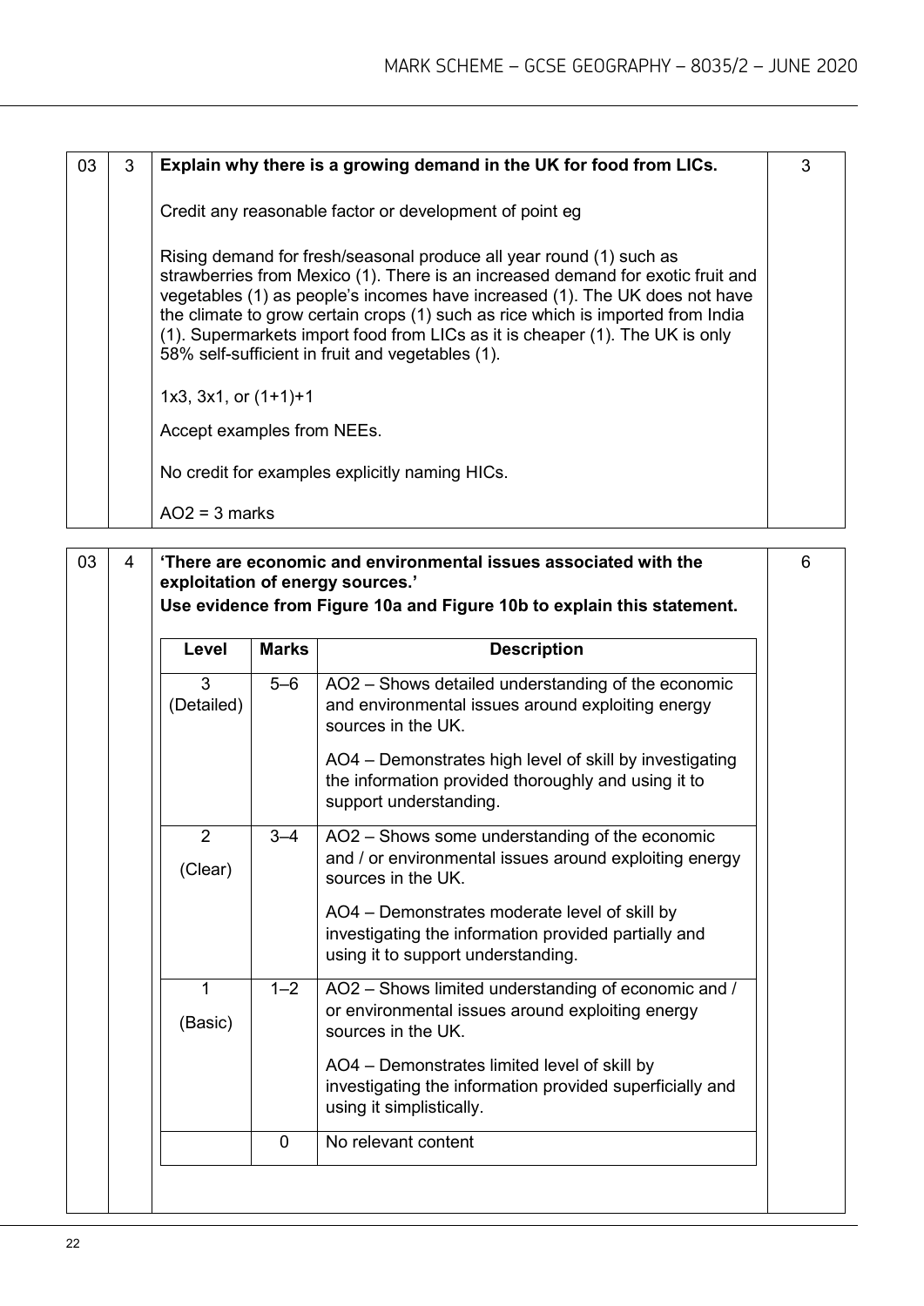| | | | |
|---|---|---|---|
| 03 | 3 | **Explain why there is a growing demand in the UK for food from LICs.**<br><br>Credit any reasonable factor or development of point eg<br><br>Rising demand for fresh/seasonal produce all year round (1) such as strawberries from Mexico (1). There is an increased demand for exotic fruit and vegetables (1) as people's incomes have increased (1). The UK does not have the climate to grow certain crops (1) such as rice which is imported from India (1). Supermarkets import food from LICs as it is cheaper (1). The UK is only 58% self-sufficient in fruit and vegetables (1).<br><br>1x3, 3x1, or (1+1)+1<br><br>Accept examples from NEEs.<br><br>No credit for examples explicitly naming HICs.<br><br>AO2 = 3 marks | 3 |

| | | | |
|---|---|---|---|
| 03 | 4 | **'There are economic and environmental issues associated with the exploitation of energy sources.'**<br>**Use evidence from Figure 10a and Figure 10b to explain this statement.** | 6 |

| Level | Marks | Description |
|---|---|---|
| 3 (Detailed) | 5–6 | AO2 – Shows detailed understanding of the economic and environmental issues around exploiting energy sources in the UK.<br><br>AO4 – Demonstrates high level of skill by investigating the information provided thoroughly and using it to support understanding. |
| 2 (Clear) | 3–4 | AO2 – Shows some understanding of the economic and / or environmental issues around exploiting energy sources in the UK.<br><br>AO4 – Demonstrates moderate level of skill by investigating the information provided partially and using it to support understanding. |
| 1 (Basic) | 1–2 | AO2 – Shows limited understanding of economic and / or environmental issues around exploiting energy sources in the UK.<br><br>AO4 – Demonstrates limited level of skill by investigating the information provided superficially and using it simplistically. |
| | 0 | No relevant content |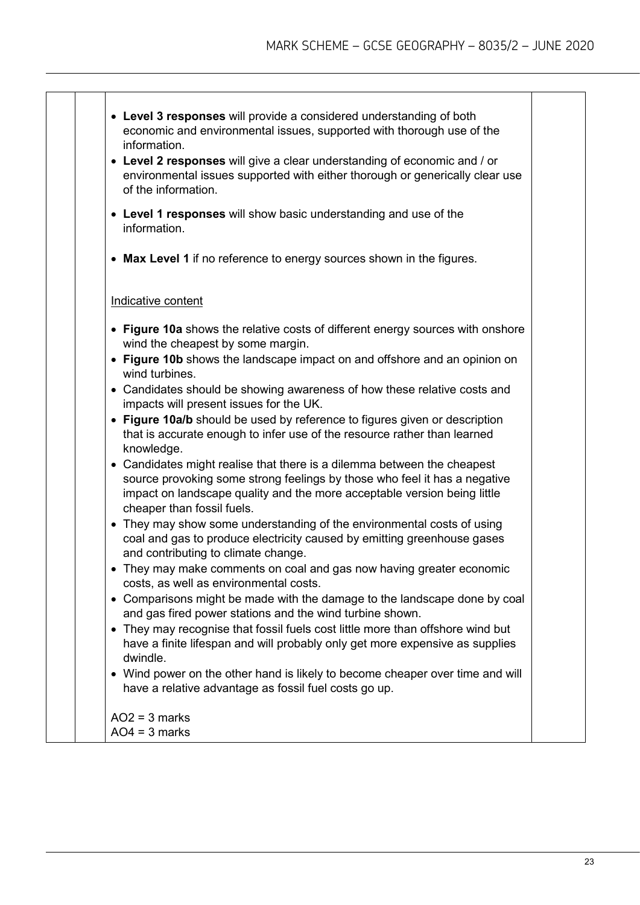- **Level 3 responses** will provide a considered understanding of both economic and environmental issues, supported with thorough use of the information.
- **Level 2 responses** will give a clear understanding of economic and / or environmental issues supported with either thorough or generically clear use of the information.
- **Level 1 responses** will show basic understanding and use of the information.
- **Max Level 1** if no reference to energy sources shown in the figures.

Indicative content

- **Figure 10a** shows the relative costs of different energy sources with onshore wind the cheapest by some margin.
- **Figure 10b** shows the landscape impact on and offshore and an opinion on wind turbines.
- Candidates should be showing awareness of how these relative costs and impacts will present issues for the UK.
- **Figure 10a/b** should be used by reference to figures given or description that is accurate enough to infer use of the resource rather than learned knowledge.
- Candidates might realise that there is a dilemma between the cheapest source provoking some strong feelings by those who feel it has a negative impact on landscape quality and the more acceptable version being little cheaper than fossil fuels.
- They may show some understanding of the environmental costs of using coal and gas to produce electricity caused by emitting greenhouse gases and contributing to climate change.
- They may make comments on coal and gas now having greater economic costs, as well as environmental costs.
- Comparisons might be made with the damage to the landscape done by coal and gas fired power stations and the wind turbine shown.
- They may recognise that fossil fuels cost little more than offshore wind but have a finite lifespan and will probably only get more expensive as supplies dwindle.
- Wind power on the other hand is likely to become cheaper over time and will have a relative advantage as fossil fuel costs go up.

AO2 = 3 marks
AO4 = 3 marks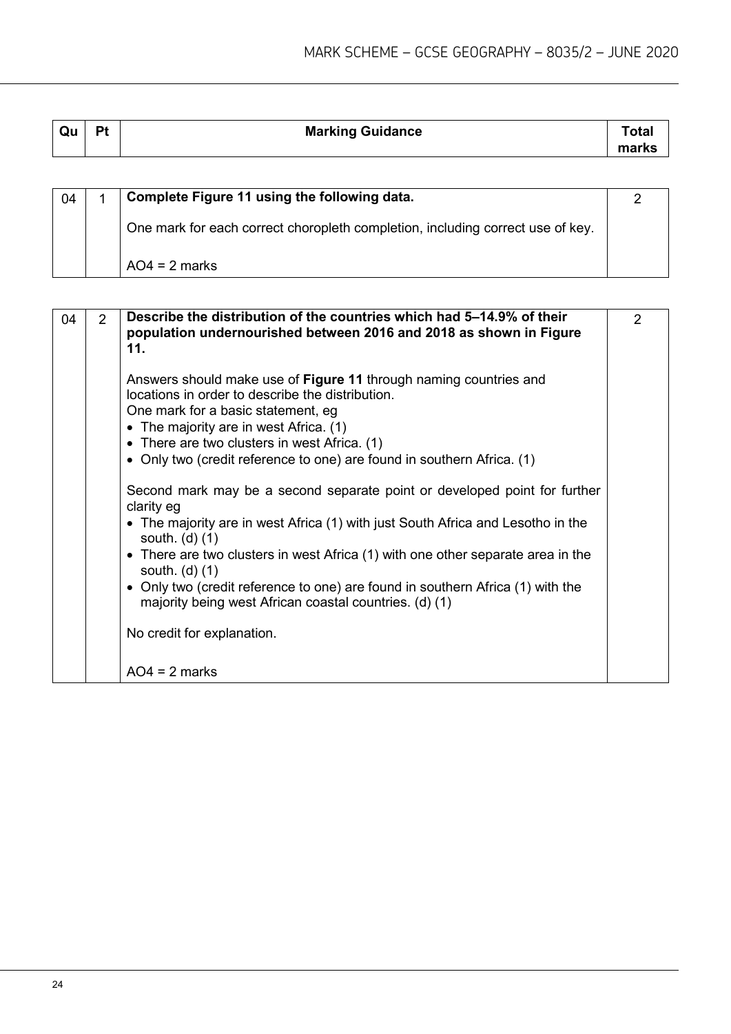| Qu | Pt | Marking Guidance | Total marks |
|---|---|---|---|

| Qu | Pt | Marking Guidance | Total marks |
|---|---|---|---|
| 04 | 1 | **Complete Figure 11 using the following data.**<br><br>One mark for each correct choropleth completion, including correct use of key.<br><br>AO4 = 2 marks | 2 |

| Qu | Pt | Marking Guidance | Total marks |
|---|---|---|---|
| 04 | 2 | **Describe the distribution of the countries which had 5–14.9% of their population undernourished between 2016 and 2018 as shown in Figure 11.**<br><br>Answers should make use of **Figure 11** through naming countries and locations in order to describe the distribution.<br>One mark for a basic statement, eg<br>• The majority are in west Africa. (1)<br>• There are two clusters in west Africa. (1)<br>• Only two (credit reference to one) are found in southern Africa. (1)<br><br>Second mark may be a second separate point or developed point for further clarity eg<br>• The majority are in west Africa (1) with just South Africa and Lesotho in the south. (d) (1)<br>• There are two clusters in west Africa (1) with one other separate area in the south. (d) (1)<br>• Only two (credit reference to one) are found in southern Africa (1) with the majority being west African coastal countries. (d) (1)<br><br>No credit for explanation.<br><br>AO4 = 2 marks | 2 |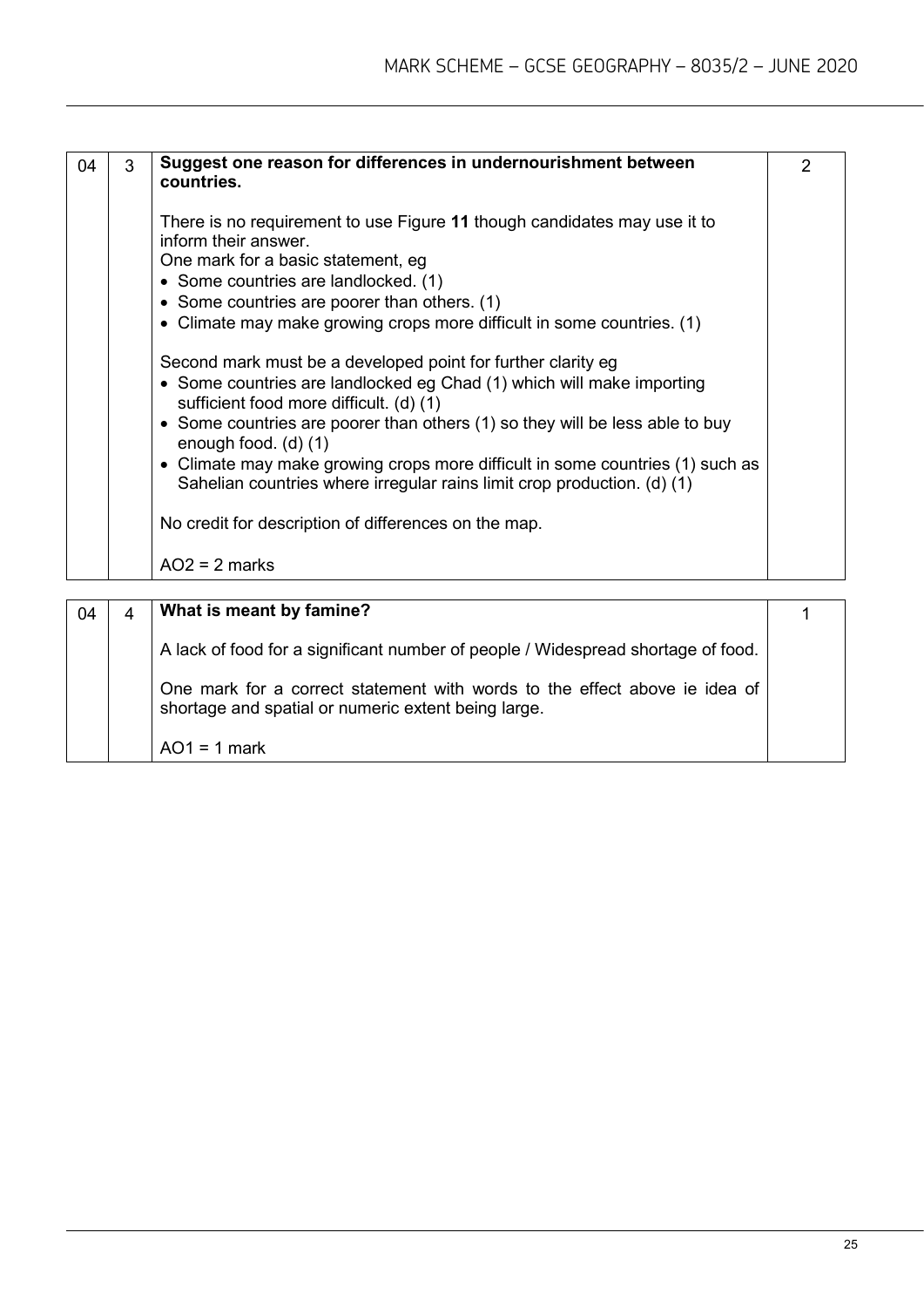| 04 | 3 | **Suggest one reason for differences in undernourishment between countries.**<br><br>There is no requirement to use Figure **11** though candidates may use it to inform their answer.<br>One mark for a basic statement, eg<br>• Some countries are landlocked. (1)<br>• Some countries are poorer than others. (1)<br>• Climate may make growing crops more difficult in some countries. (1)<br><br>Second mark must be a developed point for further clarity eg<br>• Some countries are landlocked eg Chad (1) which will make importing sufficient food more difficult. (d) (1)<br>• Some countries are poorer than others (1) so they will be less able to buy enough food. (d) (1)<br>• Climate may make growing crops more difficult in some countries (1) such as Sahelian countries where irregular rains limit crop production. (d) (1)<br><br>No credit for description of differences on the map.<br><br>AO2 = 2 marks | 2 |
|---|---|---|---|

| 04 | 4 | **What is meant by famine?**<br><br>A lack of food for a significant number of people / Widespread shortage of food.<br><br>One mark for a correct statement with words to the effect above ie idea of shortage and spatial or numeric extent being large.<br><br>AO1 = 1 mark | 1 |
|---|---|---|---|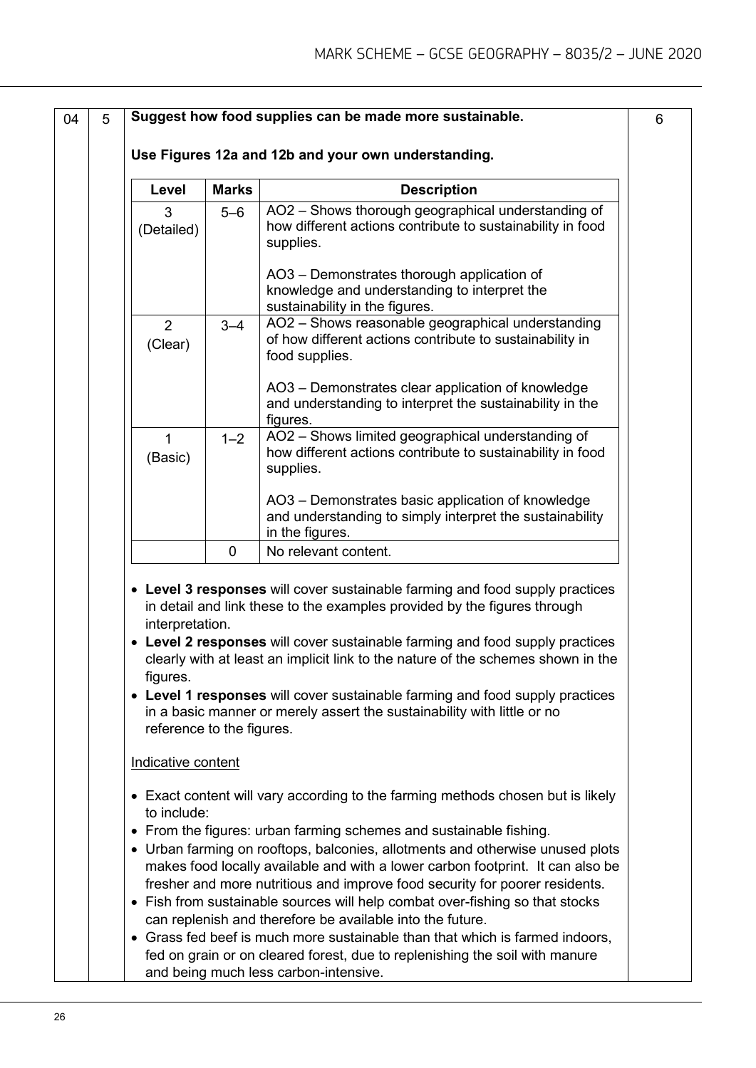| 04 | 5 | Suggest how food supplies can be made more sustainable. | 6 |
|---|---|---|---|

**Suggest how food supplies can be made more sustainable.**

**Use Figures 12a and 12b and your own understanding.**

| Level | Marks | Description |
|---|---|---|
| 3 (Detailed) | 5–6 | AO2 – Shows thorough geographical understanding of how different actions contribute to sustainability in food supplies.<br><br>AO3 – Demonstrates thorough application of knowledge and understanding to interpret the sustainability in the figures. |
| 2 (Clear) | 3–4 | AO2 – Shows reasonable geographical understanding of how different actions contribute to sustainability in food supplies.<br><br>AO3 – Demonstrates clear application of knowledge and understanding to interpret the sustainability in the figures. |
| 1 (Basic) | 1–2 | AO2 – Shows limited geographical understanding of how different actions contribute to sustainability in food supplies.<br><br>AO3 – Demonstrates basic application of knowledge and understanding to simply interpret the sustainability in the figures. |
| | 0 | No relevant content. |

- **Level 3 responses** will cover sustainable farming and food supply practices in detail and link these to the examples provided by the figures through interpretation.
- **Level 2 responses** will cover sustainable farming and food supply practices clearly with at least an implicit link to the nature of the schemes shown in the figures.
- **Level 1 responses** will cover sustainable farming and food supply practices in a basic manner or merely assert the sustainability with little or no reference to the figures.

Indicative content

- Exact content will vary according to the farming methods chosen but is likely to include:
- From the figures: urban farming schemes and sustainable fishing.
- Urban farming on rooftops, balconies, allotments and otherwise unused plots makes food locally available and with a lower carbon footprint. It can also be fresher and more nutritious and improve food security for poorer residents.
- Fish from sustainable sources will help combat over-fishing so that stocks can replenish and therefore be available into the future.
- Grass fed beef is much more sustainable than that which is farmed indoors, fed on grain or on cleared forest, due to replenishing the soil with manure and being much less carbon-intensive.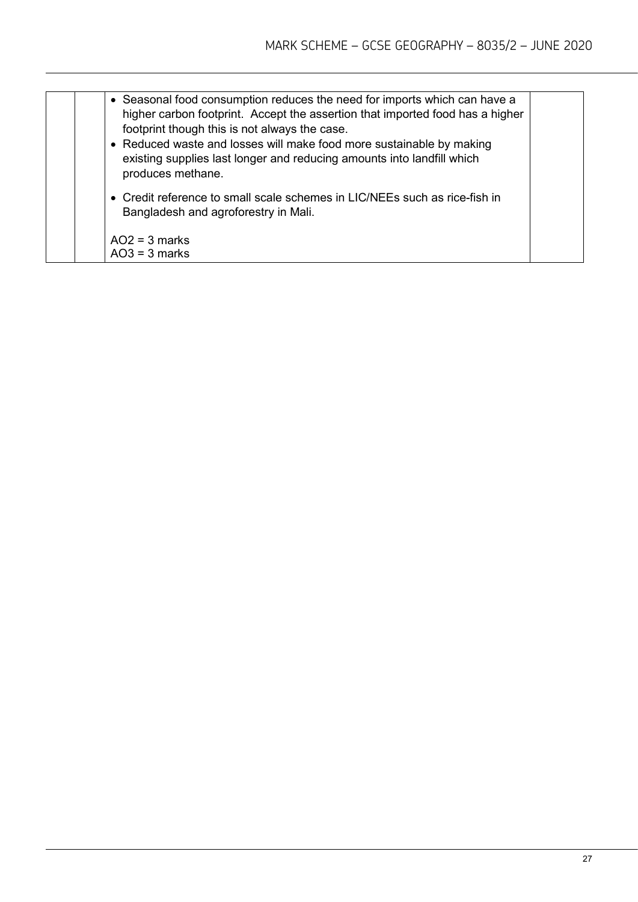| | | | |
|---|---|---|---|
| | | • Seasonal food consumption reduces the need for imports which can have a higher carbon footprint. Accept the assertion that imported food has a higher footprint though this is not always the case.<br>• Reduced waste and losses will make food more sustainable by making existing supplies last longer and reducing amounts into landfill which produces methane.<br>• Credit reference to small scale schemes in LIC/NEEs such as rice-fish in Bangladesh and agroforestry in Mali.<br><br>AO2 = 3 marks<br>AO3 = 3 marks | |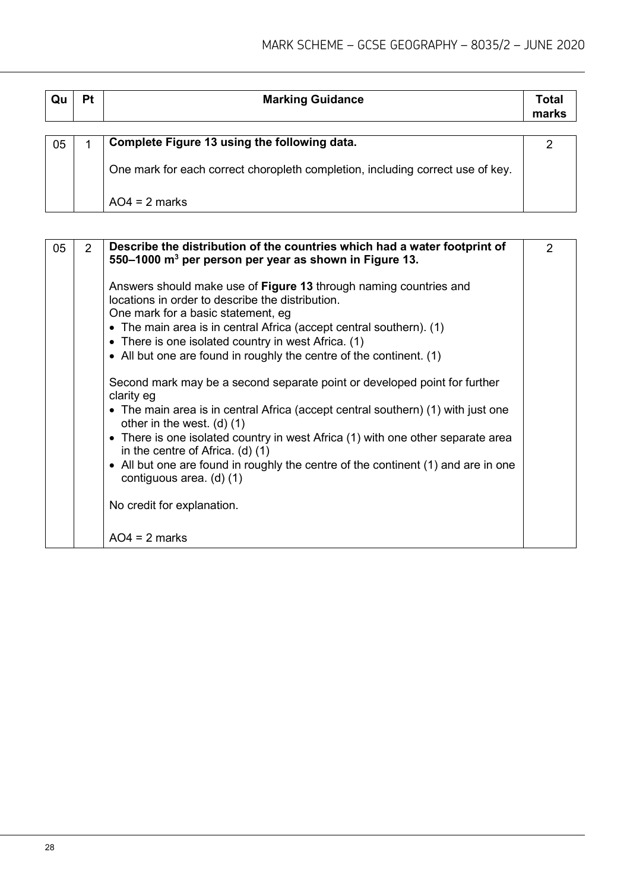| Qu | Pt | Marking Guidance | Total marks |
|---|---|---|---|
| 05 | 1 | **Complete Figure 13 using the following data.**<br><br>One mark for each correct choropleth completion, including correct use of key.<br><br>AO4 = 2 marks | 2 |

| Qu | Pt | Marking Guidance | Total marks |
|---|---|---|---|
| 05 | 2 | **Describe the distribution of the countries which had a water footprint of 550–1000 m$^3$ per person per year as shown in Figure 13.**<br><br>Answers should make use of **Figure 13** through naming countries and locations in order to describe the distribution.<br>One mark for a basic statement, eg<br>• The main area is in central Africa (accept central southern). (1)<br>• There is one isolated country in west Africa. (1)<br>• All but one are found in roughly the centre of the continent. (1)<br><br>Second mark may be a second separate point or developed point for further clarity eg<br>• The main area is in central Africa (accept central southern) (1) with just one other in the west. (d) (1)<br>• There is one isolated country in west Africa (1) with one other separate area in the centre of Africa. (d) (1)<br>• All but one are found in roughly the centre of the continent (1) and are in one contiguous area. (d) (1)<br><br>No credit for explanation.<br><br>AO4 = 2 marks | 2 |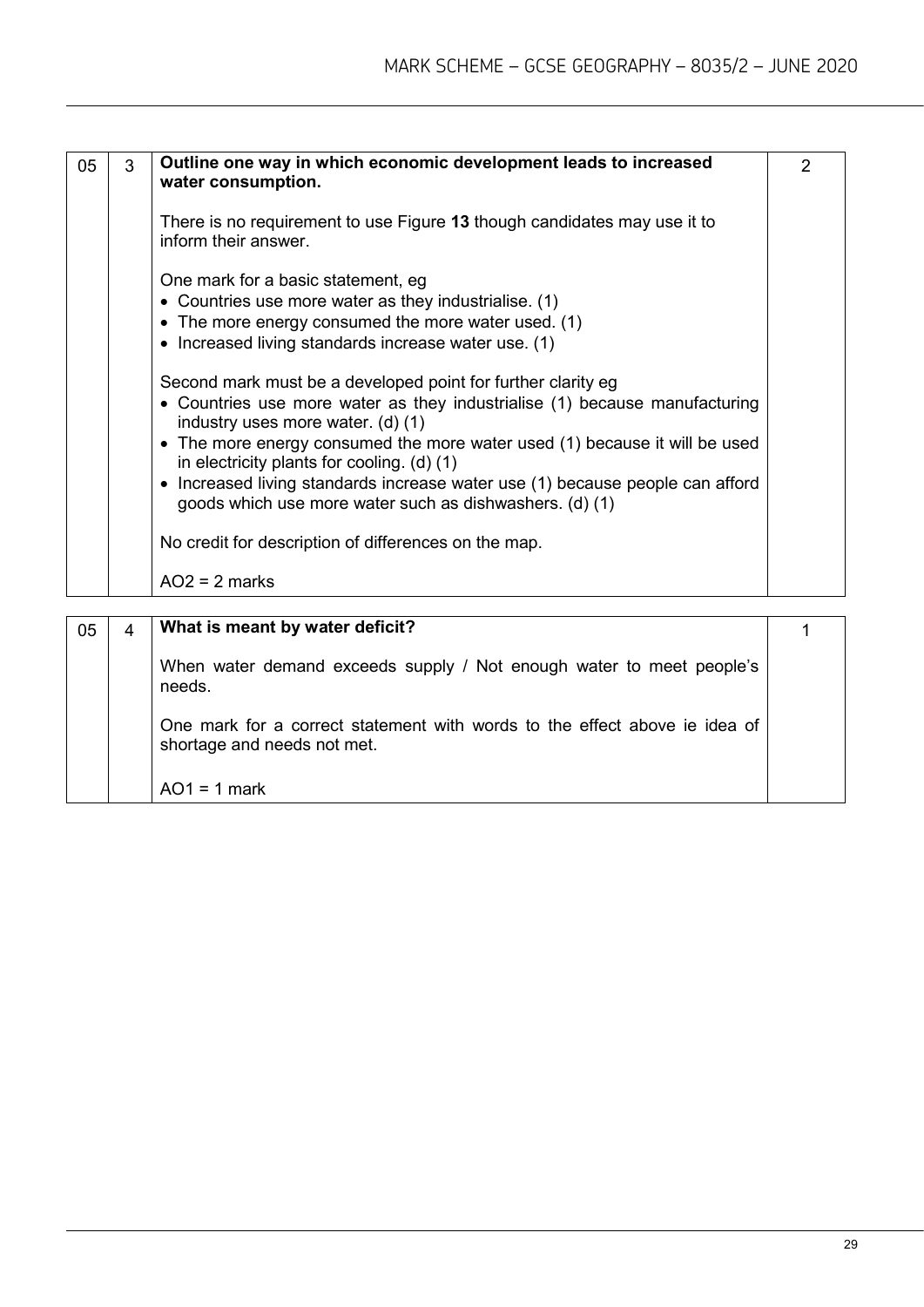| | | | |
|---|---|---|---|
| 05 | 3 | **Outline one way in which economic development leads to increased water consumption.**<br><br>There is no requirement to use Figure **13** though candidates may use it to inform their answer.<br><br>One mark for a basic statement, eg<br>• Countries use more water as they industrialise. (1)<br>• The more energy consumed the more water used. (1)<br>• Increased living standards increase water use. (1)<br><br>Second mark must be a developed point for further clarity eg<br>• Countries use more water as they industrialise (1) because manufacturing industry uses more water. (d) (1)<br>• The more energy consumed the more water used (1) because it will be used in electricity plants for cooling. (d) (1)<br>• Increased living standards increase water use (1) because people can afford goods which use more water such as dishwashers. (d) (1)<br><br>No credit for description of differences on the map.<br><br>AO2 = 2 marks | 2 |

| | | | |
|---|---|---|---|
| 05 | 4 | **What is meant by water deficit?**<br><br>When water demand exceeds supply / Not enough water to meet people's needs.<br><br>One mark for a correct statement with words to the effect above ie idea of shortage and needs not met.<br><br>AO1 = 1 mark | 1 |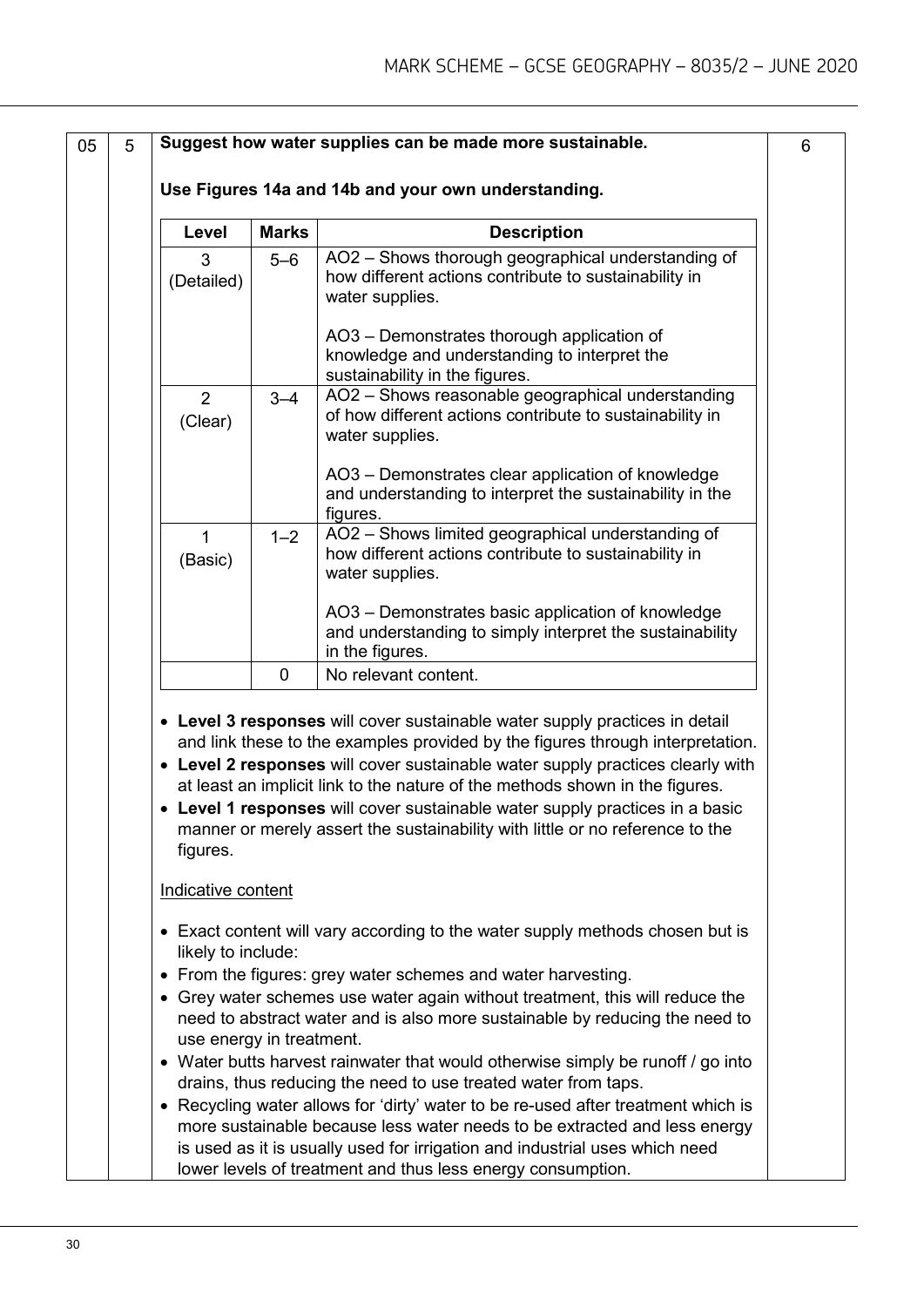| 05 | 5 | Suggest how water supplies can be made more sustainable. | 6 |
|---|---|---|---|

**Use Figures 14a and 14b and your own understanding.**

| Level | Marks | Description |
|---|---|---|
| 3 (Detailed) | 5–6 | AO2 – Shows thorough geographical understanding of how different actions contribute to sustainability in water supplies.<br><br>AO3 – Demonstrates thorough application of knowledge and understanding to interpret the sustainability in the figures. |
| 2 (Clear) | 3–4 | AO2 – Shows reasonable geographical understanding of how different actions contribute to sustainability in water supplies.<br><br>AO3 – Demonstrates clear application of knowledge and understanding to interpret the sustainability in the figures. |
| 1 (Basic) | 1–2 | AO2 – Shows limited geographical understanding of how different actions contribute to sustainability in water supplies.<br><br>AO3 – Demonstrates basic application of knowledge and understanding to simply interpret the sustainability in the figures. |
| | 0 | No relevant content. |

- **Level 3 responses** will cover sustainable water supply practices in detail and link these to the examples provided by the figures through interpretation.
- **Level 2 responses** will cover sustainable water supply practices clearly with at least an implicit link to the nature of the methods shown in the figures.
- **Level 1 responses** will cover sustainable water supply practices in a basic manner or merely assert the sustainability with little or no reference to the figures.

Indicative content

- Exact content will vary according to the water supply methods chosen but is likely to include:
- From the figures: grey water schemes and water harvesting.
- Grey water schemes use water again without treatment, this will reduce the need to abstract water and is also more sustainable by reducing the need to use energy in treatment.
- Water butts harvest rainwater that would otherwise simply be runoff / go into drains, thus reducing the need to use treated water from taps.
- Recycling water allows for 'dirty' water to be re-used after treatment which is more sustainable because less water needs to be extracted and less energy is used as it is usually used for irrigation and industrial uses which need lower levels of treatment and thus less energy consumption.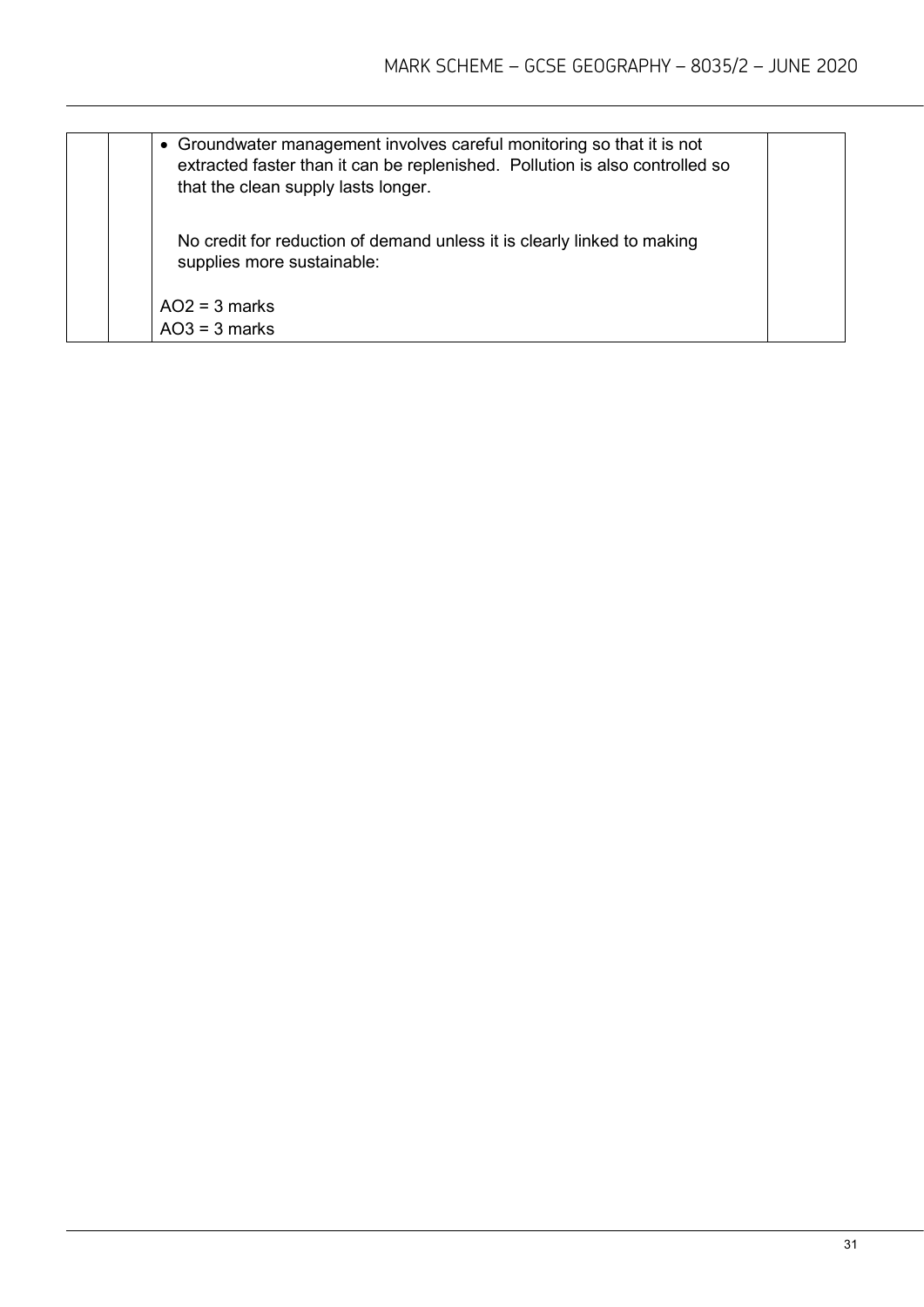| | | | |
|---|---|---|---|
| | | • Groundwater management involves careful monitoring so that it is not extracted faster than it can be replenished. Pollution is also controlled so that the clean supply lasts longer.<br><br>No credit for reduction of demand unless it is clearly linked to making supplies more sustainable:<br><br>AO2 = 3 marks<br>AO3 = 3 marks | |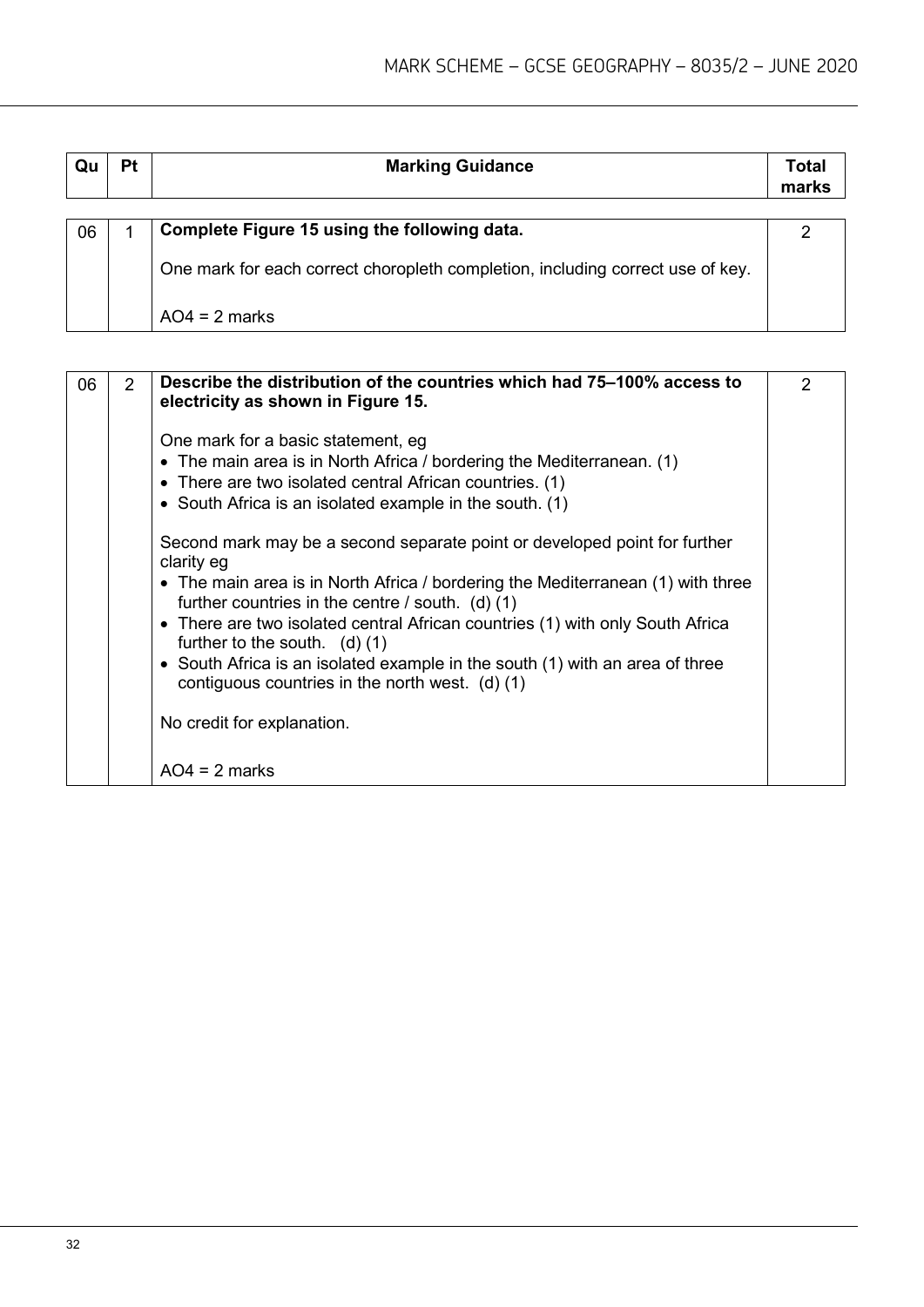| Qu | Pt | Marking Guidance | Total marks |
|---|---|---|---|
| 06 | 1 | **Complete Figure 15 using the following data.**<br><br>One mark for each correct choropleth completion, including correct use of key.<br><br>AO4 = 2 marks | 2 |

| Qu | Pt | Marking Guidance | Total marks |
|---|---|---|---|
| 06 | 2 | **Describe the distribution of the countries which had 75–100% access to electricity as shown in Figure 15.**<br><br>One mark for a basic statement, eg<br>• The main area is in North Africa / bordering the Mediterranean. (1)<br>• There are two isolated central African countries. (1)<br>• South Africa is an isolated example in the south. (1)<br><br>Second mark may be a second separate point or developed point for further clarity eg<br>• The main area is in North Africa / bordering the Mediterranean (1) with three further countries in the centre / south. (d) (1)<br>• There are two isolated central African countries (1) with only South Africa further to the south. (d) (1)<br>• South Africa is an isolated example in the south (1) with an area of three contiguous countries in the north west. (d) (1)<br><br>No credit for explanation.<br><br>AO4 = 2 marks | 2 |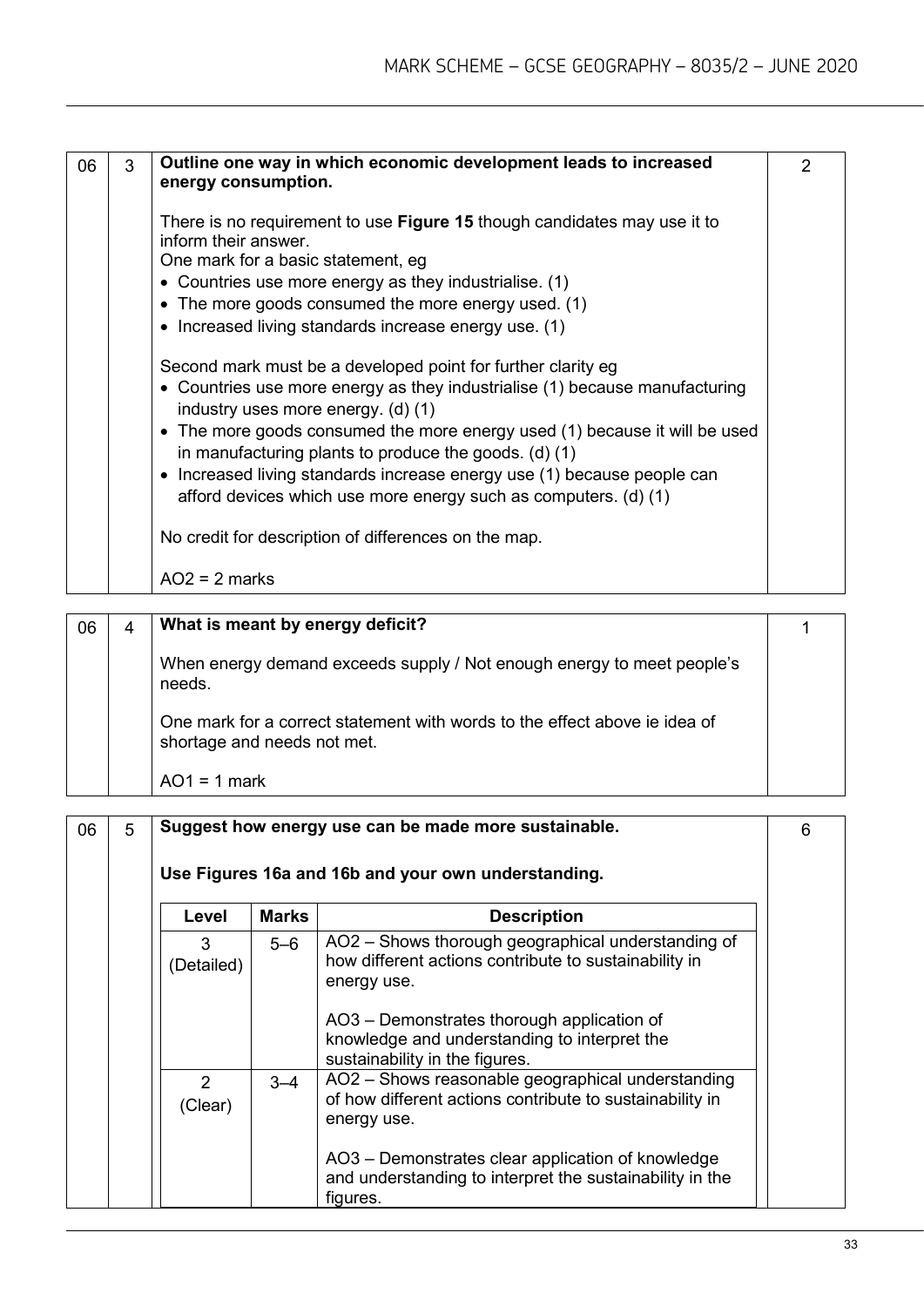| | | | |
|---|---|---|---|
| 06 | 3 | **Outline one way in which economic development leads to increased energy consumption.**<br><br>There is no requirement to use **Figure 15** though candidates may use it to inform their answer.<br>One mark for a basic statement, eg<br>• Countries use more energy as they industrialise. (1)<br>• The more goods consumed the more energy used. (1)<br>• Increased living standards increase energy use. (1)<br><br>Second mark must be a developed point for further clarity eg<br>• Countries use more energy as they industrialise (1) because manufacturing industry uses more energy. (d) (1)<br>• The more goods consumed the more energy used (1) because it will be used in manufacturing plants to produce the goods. (d) (1)<br>• Increased living standards increase energy use (1) because people can afford devices which use more energy such as computers. (d) (1)<br><br>No credit for description of differences on the map.<br><br>AO2 = 2 marks | 2 |

| | | | |
|---|---|---|---|
| 06 | 4 | **What is meant by energy deficit?**<br><br>When energy demand exceeds supply / Not enough energy to meet people's needs.<br><br>One mark for a correct statement with words to the effect above ie idea of shortage and needs not met.<br><br>AO1 = 1 mark | 1 |

| | | | |
|---|---|---|---|
| 06 | 5 | **Suggest how energy use can be made more sustainable.**<br><br>**Use Figures 16a and 16b and your own understanding.** | 6 |

| Level | Marks | Description |
|---|---|---|
| 3 (Detailed) | 5–6 | AO2 – Shows thorough geographical understanding of how different actions contribute to sustainability in energy use.<br><br>AO3 – Demonstrates thorough application of knowledge and understanding to interpret the sustainability in the figures. |
| 2 (Clear) | 3–4 | AO2 – Shows reasonable geographical understanding of how different actions contribute to sustainability in energy use.<br><br>AO3 – Demonstrates clear application of knowledge and understanding to interpret the sustainability in the figures. |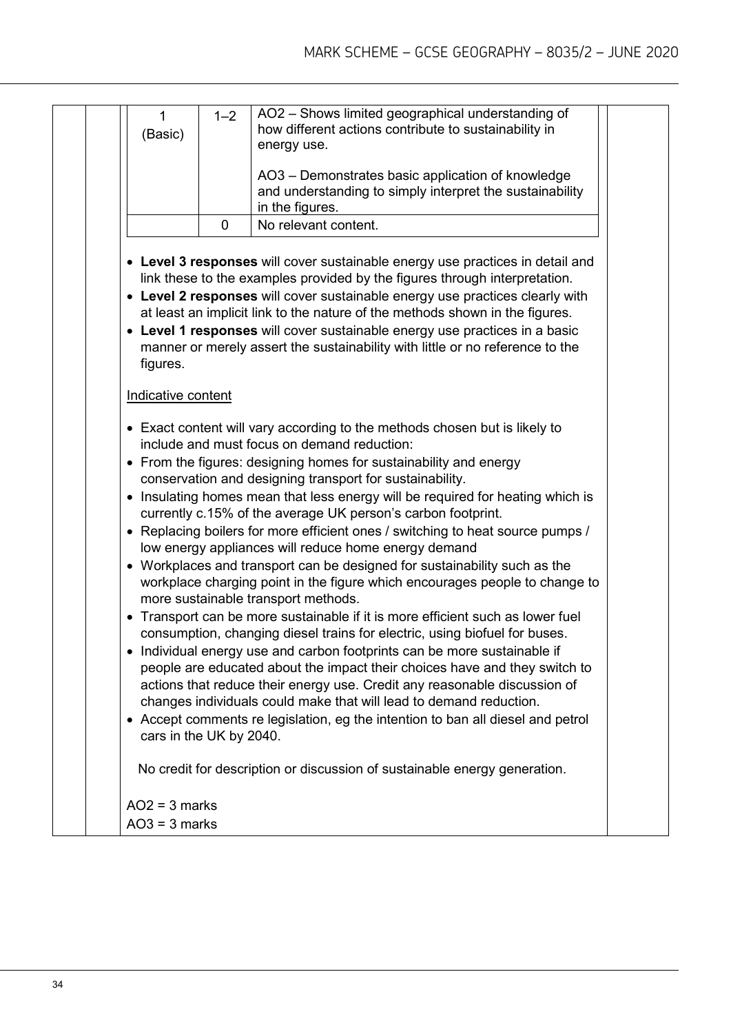| | | |
|---|---|---|
| 1 (Basic) | 1–2 | AO2 – Shows limited geographical understanding of how different actions contribute to sustainability in energy use.<br><br>AO3 – Demonstrates basic application of knowledge and understanding to simply interpret the sustainability in the figures. |
| | 0 | No relevant content. |

- **Level 3 responses** will cover sustainable energy use practices in detail and link these to the examples provided by the figures through interpretation.
- **Level 2 responses** will cover sustainable energy use practices clearly with at least an implicit link to the nature of the methods shown in the figures.
- **Level 1 responses** will cover sustainable energy use practices in a basic manner or merely assert the sustainability with little or no reference to the figures.

Indicative content

- Exact content will vary according to the methods chosen but is likely to include and must focus on demand reduction:
- From the figures: designing homes for sustainability and energy conservation and designing transport for sustainability.
- Insulating homes mean that less energy will be required for heating which is currently c.15% of the average UK person's carbon footprint.
- Replacing boilers for more efficient ones / switching to heat source pumps / low energy appliances will reduce home energy demand
- Workplaces and transport can be designed for sustainability such as the workplace charging point in the figure which encourages people to change to more sustainable transport methods.
- Transport can be more sustainable if it is more efficient such as lower fuel consumption, changing diesel trains for electric, using biofuel for buses.
- Individual energy use and carbon footprints can be more sustainable if people are educated about the impact their choices have and they switch to actions that reduce their energy use. Credit any reasonable discussion of changes individuals could make that will lead to demand reduction.
- Accept comments re legislation, eg the intention to ban all diesel and petrol cars in the UK by 2040.

No credit for description or discussion of sustainable energy generation.

AO2 = 3 marks
AO3 = 3 marks